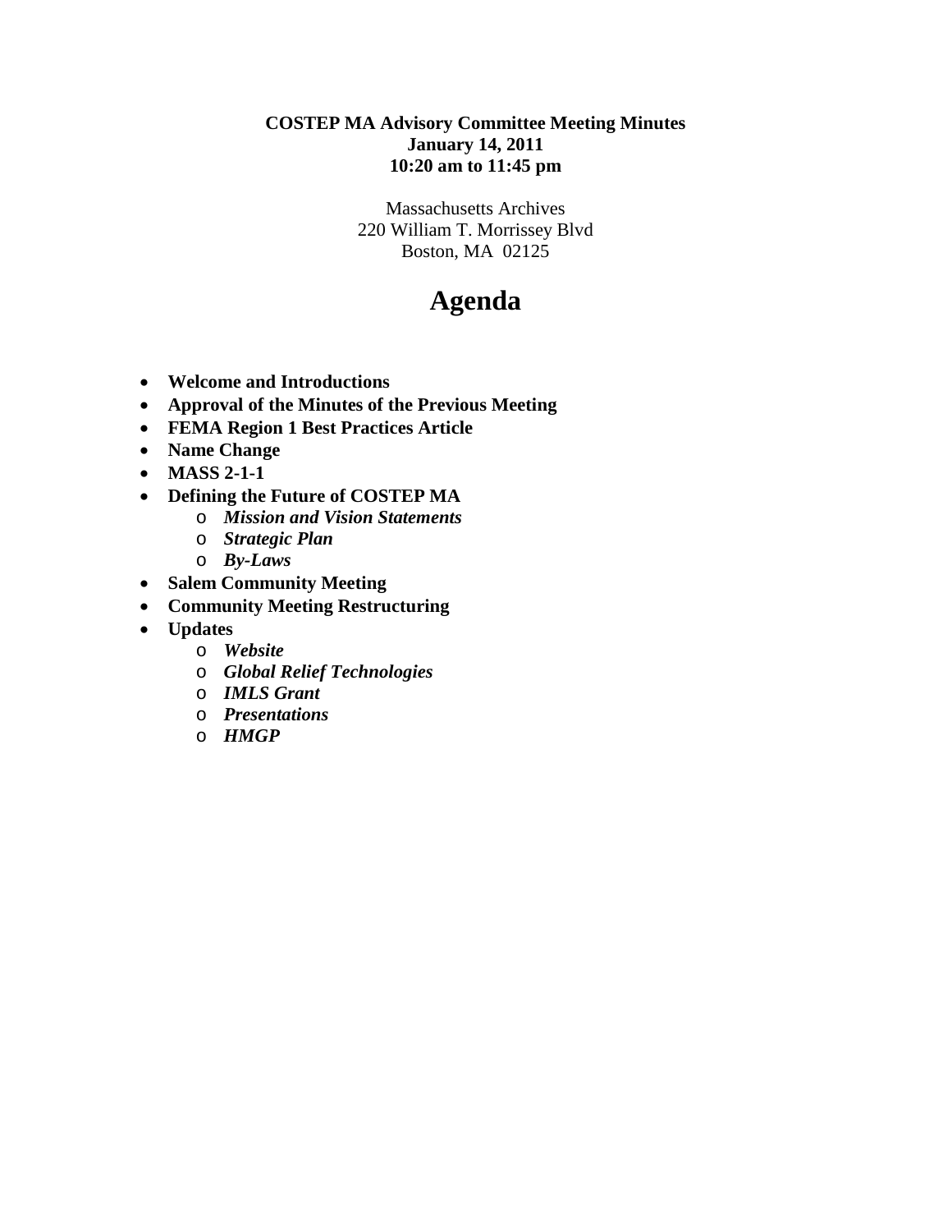**COSTEP MA Advisory Committee Meeting Minutes**
**January 14, 2011**
**10:20 am to 11:45 pm**

Massachusetts Archives
220 William T. Morrissey Blvd
Boston, MA 02125

# Agenda

- **Welcome and Introductions**
- **Approval of the Minutes of the Previous Meeting**
- **FEMA Region 1 Best Practices Article**
- **Name Change**
- **MASS 2-1-1**
- **Defining the Future of COSTEP MA**
  - ***Mission and Vision Statements***
  - ***Strategic Plan***
  - ***By-Laws***
- **Salem Community Meeting**
- **Community Meeting Restructuring**
- **Updates**
  - ***Website***
  - ***Global Relief Technologies***
  - ***IMLS Grant***
  - ***Presentations***
  - ***HMGP***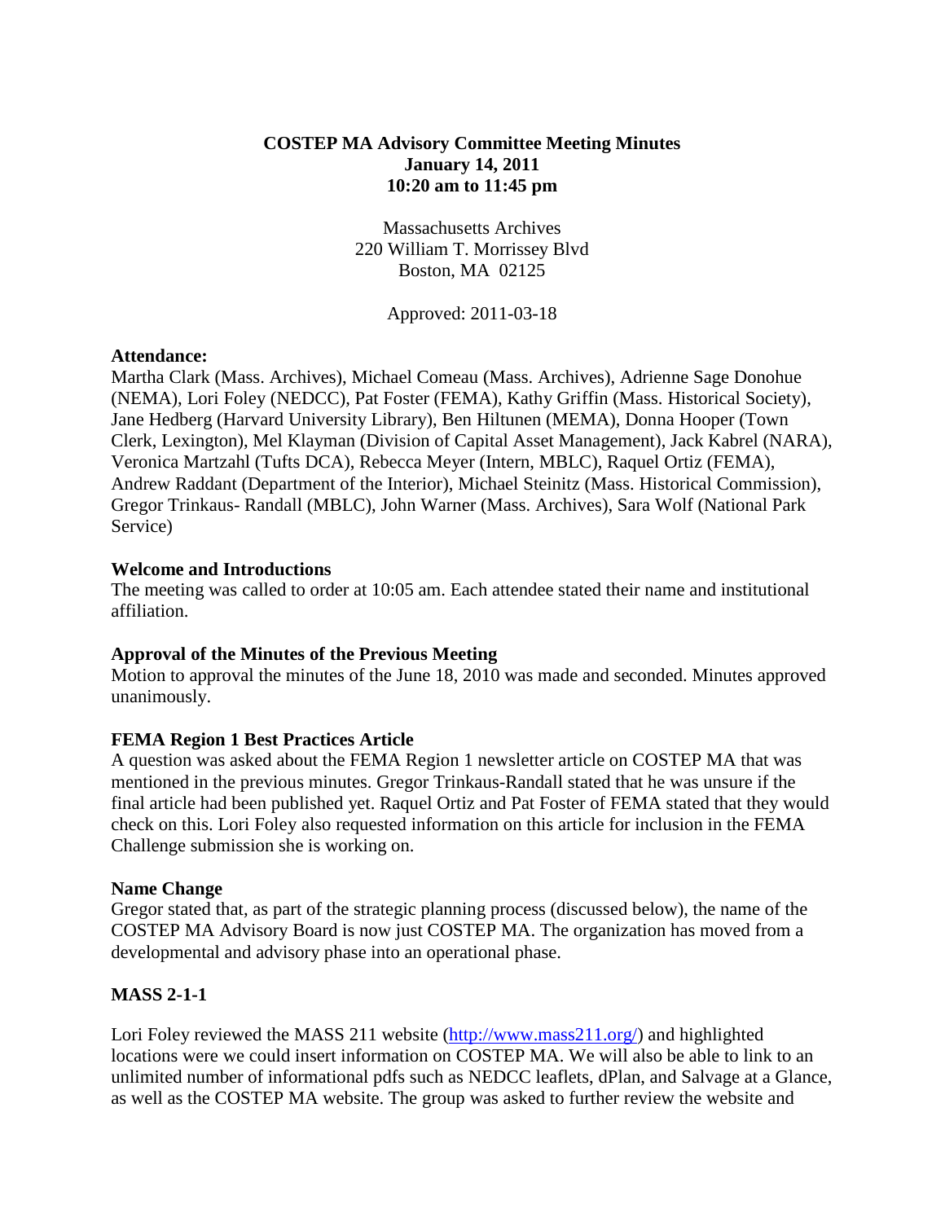**COSTEP MA Advisory Committee Meeting Minutes**
**January 14, 2011**
**10:20 am to 11:45 pm**

Massachusetts Archives
220 William T. Morrissey Blvd
Boston, MA 02125

Approved: 2011-03-18

**Attendance:**
Martha Clark (Mass. Archives), Michael Comeau (Mass. Archives), Adrienne Sage Donohue (NEMA), Lori Foley (NEDCC), Pat Foster (FEMA), Kathy Griffin (Mass. Historical Society), Jane Hedberg (Harvard University Library), Ben Hiltunen (MEMA), Donna Hooper (Town Clerk, Lexington), Mel Klayman (Division of Capital Asset Management), Jack Kabrel (NARA), Veronica Martzahl (Tufts DCA), Rebecca Meyer (Intern, MBLC), Raquel Ortiz (FEMA), Andrew Raddant (Department of the Interior), Michael Steinitz (Mass. Historical Commission), Gregor Trinkaus- Randall (MBLC), John Warner (Mass. Archives), Sara Wolf (National Park Service)

**Welcome and Introductions**
The meeting was called to order at 10:05 am. Each attendee stated their name and institutional affiliation.

**Approval of the Minutes of the Previous Meeting**
Motion to approval the minutes of the June 18, 2010 was made and seconded. Minutes approved unanimously.

**FEMA Region 1 Best Practices Article**
A question was asked about the FEMA Region 1 newsletter article on COSTEP MA that was mentioned in the previous minutes. Gregor Trinkaus-Randall stated that he was unsure if the final article had been published yet. Raquel Ortiz and Pat Foster of FEMA stated that they would check on this. Lori Foley also requested information on this article for inclusion in the FEMA Challenge submission she is working on.

**Name Change**
Gregor stated that, as part of the strategic planning process (discussed below), the name of the COSTEP MA Advisory Board is now just COSTEP MA. The organization has moved from a developmental and advisory phase into an operational phase.

**MASS 2-1-1**

Lori Foley reviewed the MASS 211 website (http://www.mass211.org/) and highlighted locations were we could insert information on COSTEP MA. We will also be able to link to an unlimited number of informational pdfs such as NEDCC leaflets, dPlan, and Salvage at a Glance, as well as the COSTEP MA website. The group was asked to further review the website and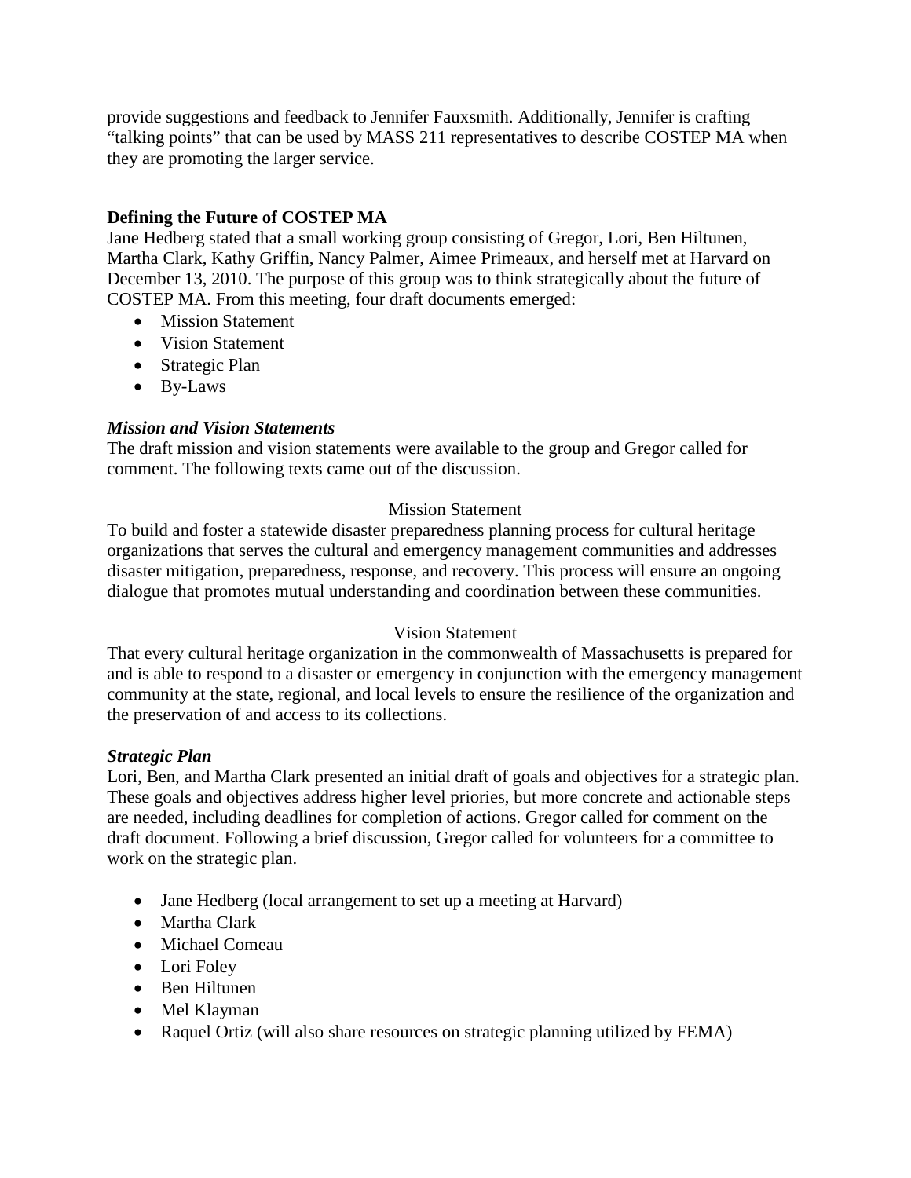provide suggestions and feedback to Jennifer Fauxsmith. Additionally, Jennifer is crafting "talking points" that can be used by MASS 211 representatives to describe COSTEP MA when they are promoting the larger service.

**Defining the Future of COSTEP MA**

Jane Hedberg stated that a small working group consisting of Gregor, Lori, Ben Hiltunen, Martha Clark, Kathy Griffin, Nancy Palmer, Aimee Primeaux, and herself met at Harvard on December 13, 2010. The purpose of this group was to think strategically about the future of COSTEP MA. From this meeting, four draft documents emerged:

- Mission Statement
- Vision Statement
- Strategic Plan
- By-Laws

***Mission and Vision Statements***

The draft mission and vision statements were available to the group and Gregor called for comment. The following texts came out of the discussion.

Mission Statement

To build and foster a statewide disaster preparedness planning process for cultural heritage organizations that serves the cultural and emergency management communities and addresses disaster mitigation, preparedness, response, and recovery. This process will ensure an ongoing dialogue that promotes mutual understanding and coordination between these communities.

Vision Statement

That every cultural heritage organization in the commonwealth of Massachusetts is prepared for and is able to respond to a disaster or emergency in conjunction with the emergency management community at the state, regional, and local levels to ensure the resilience of the organization and the preservation of and access to its collections.

***Strategic Plan***

Lori, Ben, and Martha Clark presented an initial draft of goals and objectives for a strategic plan. These goals and objectives address higher level priories, but more concrete and actionable steps are needed, including deadlines for completion of actions. Gregor called for comment on the draft document. Following a brief discussion, Gregor called for volunteers for a committee to work on the strategic plan.

- Jane Hedberg (local arrangement to set up a meeting at Harvard)
- Martha Clark
- Michael Comeau
- Lori Foley
- Ben Hiltunen
- Mel Klayman
- Raquel Ortiz (will also share resources on strategic planning utilized by FEMA)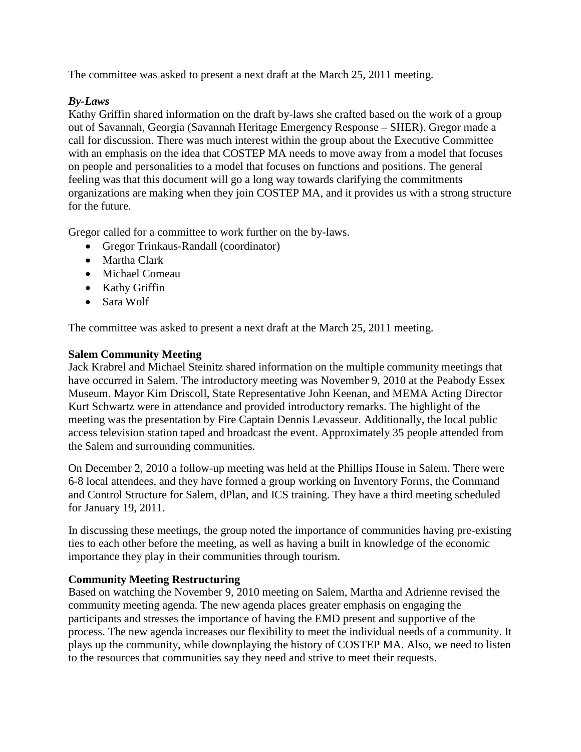The committee was asked to present a next draft at the March 25, 2011 meeting.

***By-Laws***

Kathy Griffin shared information on the draft by-laws she crafted based on the work of a group out of Savannah, Georgia (Savannah Heritage Emergency Response – SHER). Gregor made a call for discussion. There was much interest within the group about the Executive Committee with an emphasis on the idea that COSTEP MA needs to move away from a model that focuses on people and personalities to a model that focuses on functions and positions. The general feeling was that this document will go a long way towards clarifying the commitments organizations are making when they join COSTEP MA, and it provides us with a strong structure for the future.

Gregor called for a committee to work further on the by-laws.

- Gregor Trinkaus-Randall (coordinator)
- Martha Clark
- Michael Comeau
- Kathy Griffin
- Sara Wolf

The committee was asked to present a next draft at the March 25, 2011 meeting.

**Salem Community Meeting**

Jack Krabrel and Michael Steinitz shared information on the multiple community meetings that have occurred in Salem. The introductory meeting was November 9, 2010 at the Peabody Essex Museum. Mayor Kim Driscoll, State Representative John Keenan, and MEMA Acting Director Kurt Schwartz were in attendance and provided introductory remarks. The highlight of the meeting was the presentation by Fire Captain Dennis Levasseur. Additionally, the local public access television station taped and broadcast the event. Approximately 35 people attended from the Salem and surrounding communities.

On December 2, 2010 a follow-up meeting was held at the Phillips House in Salem. There were 6-8 local attendees, and they have formed a group working on Inventory Forms, the Command and Control Structure for Salem, dPlan, and ICS training. They have a third meeting scheduled for January 19, 2011.

In discussing these meetings, the group noted the importance of communities having pre-existing ties to each other before the meeting, as well as having a built in knowledge of the economic importance they play in their communities through tourism.

**Community Meeting Restructuring**

Based on watching the November 9, 2010 meeting on Salem, Martha and Adrienne revised the community meeting agenda. The new agenda places greater emphasis on engaging the participants and stresses the importance of having the EMD present and supportive of the process. The new agenda increases our flexibility to meet the individual needs of a community. It plays up the community, while downplaying the history of COSTEP MA. Also, we need to listen to the resources that communities say they need and strive to meet their requests.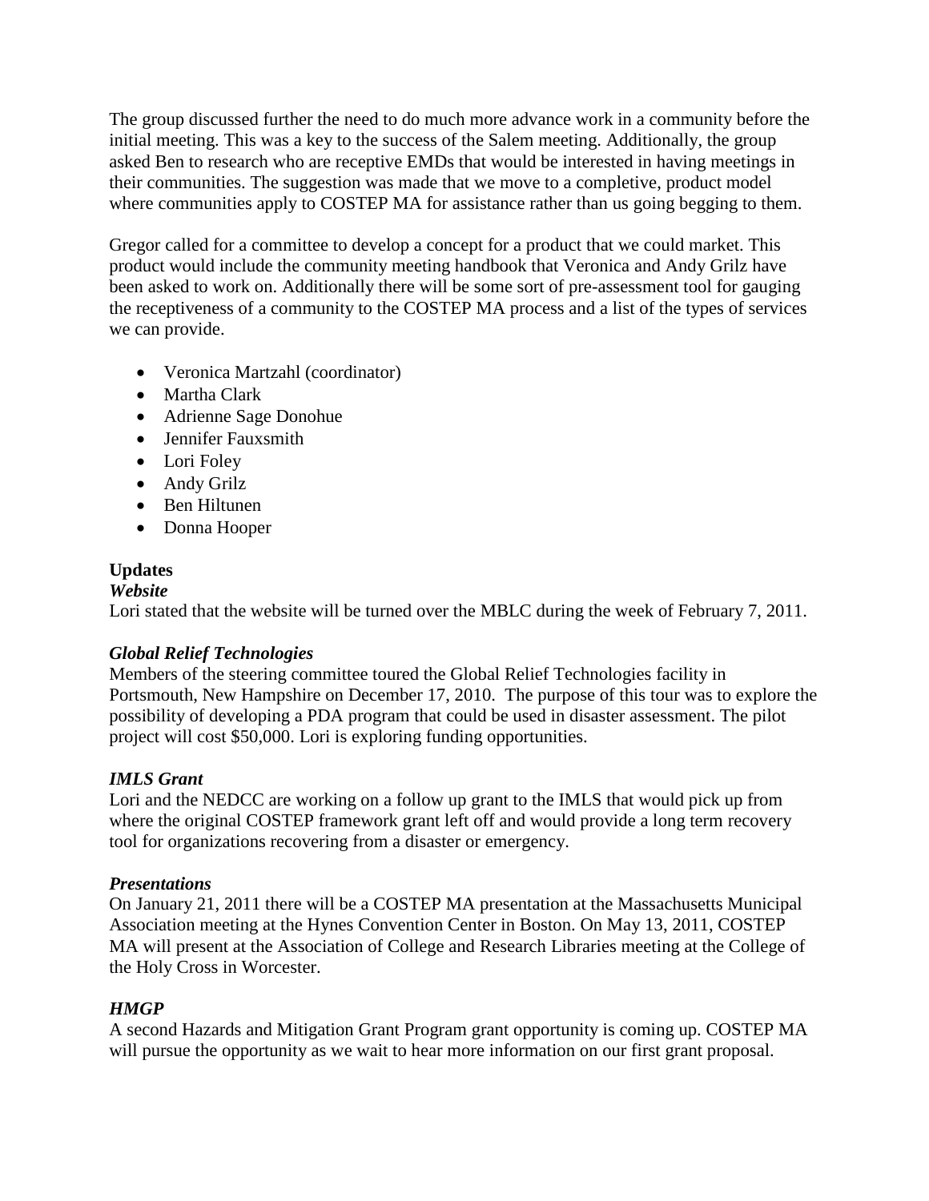The group discussed further the need to do much more advance work in a community before the initial meeting. This was a key to the success of the Salem meeting. Additionally, the group asked Ben to research who are receptive EMDs that would be interested in having meetings in their communities. The suggestion was made that we move to a completive, product model where communities apply to COSTEP MA for assistance rather than us going begging to them.

Gregor called for a committee to develop a concept for a product that we could market. This product would include the community meeting handbook that Veronica and Andy Grilz have been asked to work on. Additionally there will be some sort of pre-assessment tool for gauging the receptiveness of a community to the COSTEP MA process and a list of the types of services we can provide.

- Veronica Martzahl (coordinator)
- Martha Clark
- Adrienne Sage Donohue
- Jennifer Fauxsmith
- Lori Foley
- Andy Grilz
- Ben Hiltunen
- Donna Hooper

**Updates**

***Website***

Lori stated that the website will be turned over the MBLC during the week of February 7, 2011.

***Global Relief Technologies***

Members of the steering committee toured the Global Relief Technologies facility in Portsmouth, New Hampshire on December 17, 2010. The purpose of this tour was to explore the possibility of developing a PDA program that could be used in disaster assessment. The pilot project will cost $50,000. Lori is exploring funding opportunities.

***IMLS Grant***

Lori and the NEDCC are working on a follow up grant to the IMLS that would pick up from where the original COSTEP framework grant left off and would provide a long term recovery tool for organizations recovering from a disaster or emergency.

***Presentations***

On January 21, 2011 there will be a COSTEP MA presentation at the Massachusetts Municipal Association meeting at the Hynes Convention Center in Boston. On May 13, 2011, COSTEP MA will present at the Association of College and Research Libraries meeting at the College of the Holy Cross in Worcester.

***HMGP***

A second Hazards and Mitigation Grant Program grant opportunity is coming up. COSTEP MA will pursue the opportunity as we wait to hear more information on our first grant proposal.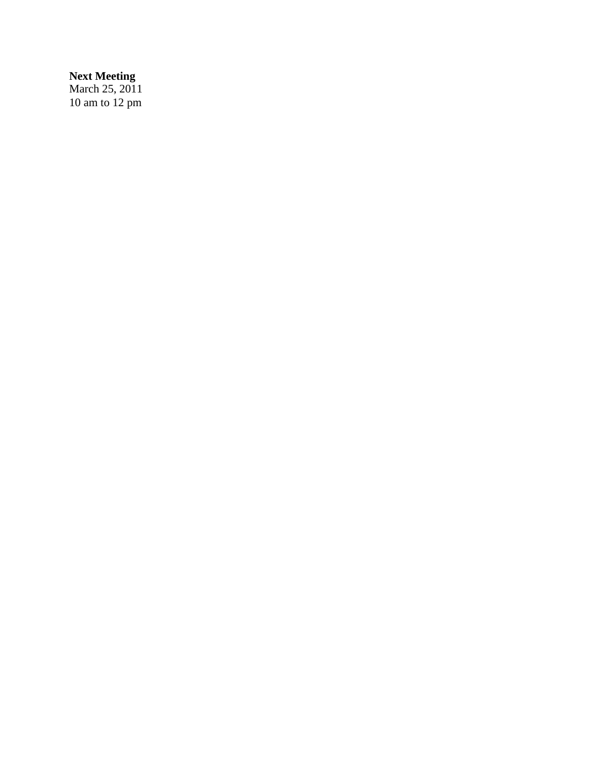**Next Meeting**
March 25, 2011
10 am to 12 pm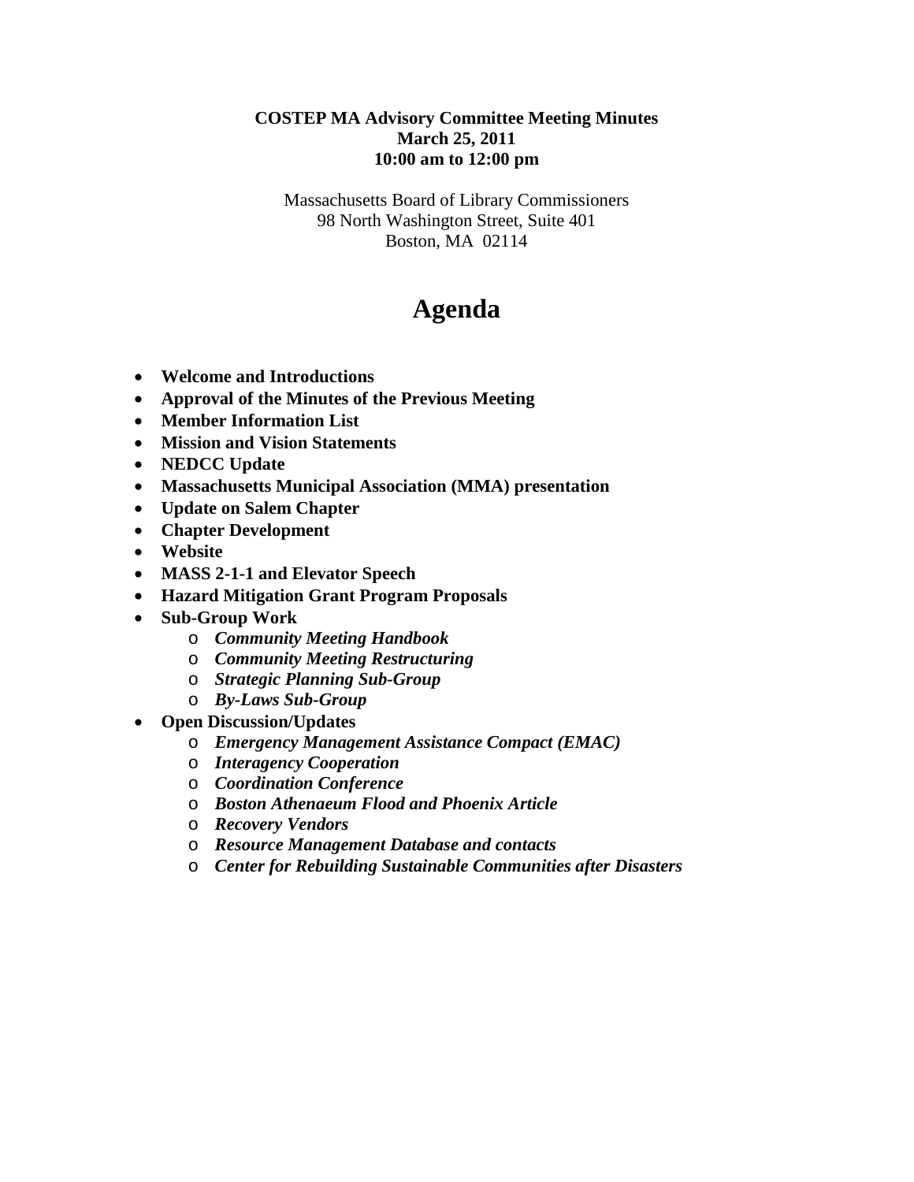**COSTEP MA Advisory Committee Meeting Minutes**
**March 25, 2011**
**10:00 am to 12:00 pm**

Massachusetts Board of Library Commissioners
98 North Washington Street, Suite 401
Boston, MA 02114

# Agenda

- **Welcome and Introductions**
- **Approval of the Minutes of the Previous Meeting**
- **Member Information List**
- **Mission and Vision Statements**
- **NEDCC Update**
- **Massachusetts Municipal Association (MMA) presentation**
- **Update on Salem Chapter**
- **Chapter Development**
- **Website**
- **MASS 2-1-1 and Elevator Speech**
- **Hazard Mitigation Grant Program Proposals**
- **Sub-Group Work**
  - ***Community Meeting Handbook***
  - ***Community Meeting Restructuring***
  - ***Strategic Planning Sub-Group***
  - ***By-Laws Sub-Group***
- **Open Discussion/Updates**
  - ***Emergency Management Assistance Compact (EMAC)***
  - ***Interagency Cooperation***
  - ***Coordination Conference***
  - ***Boston Athenaeum Flood and Phoenix Article***
  - ***Recovery Vendors***
  - ***Resource Management Database and contacts***
  - ***Center for Rebuilding Sustainable Communities after Disasters***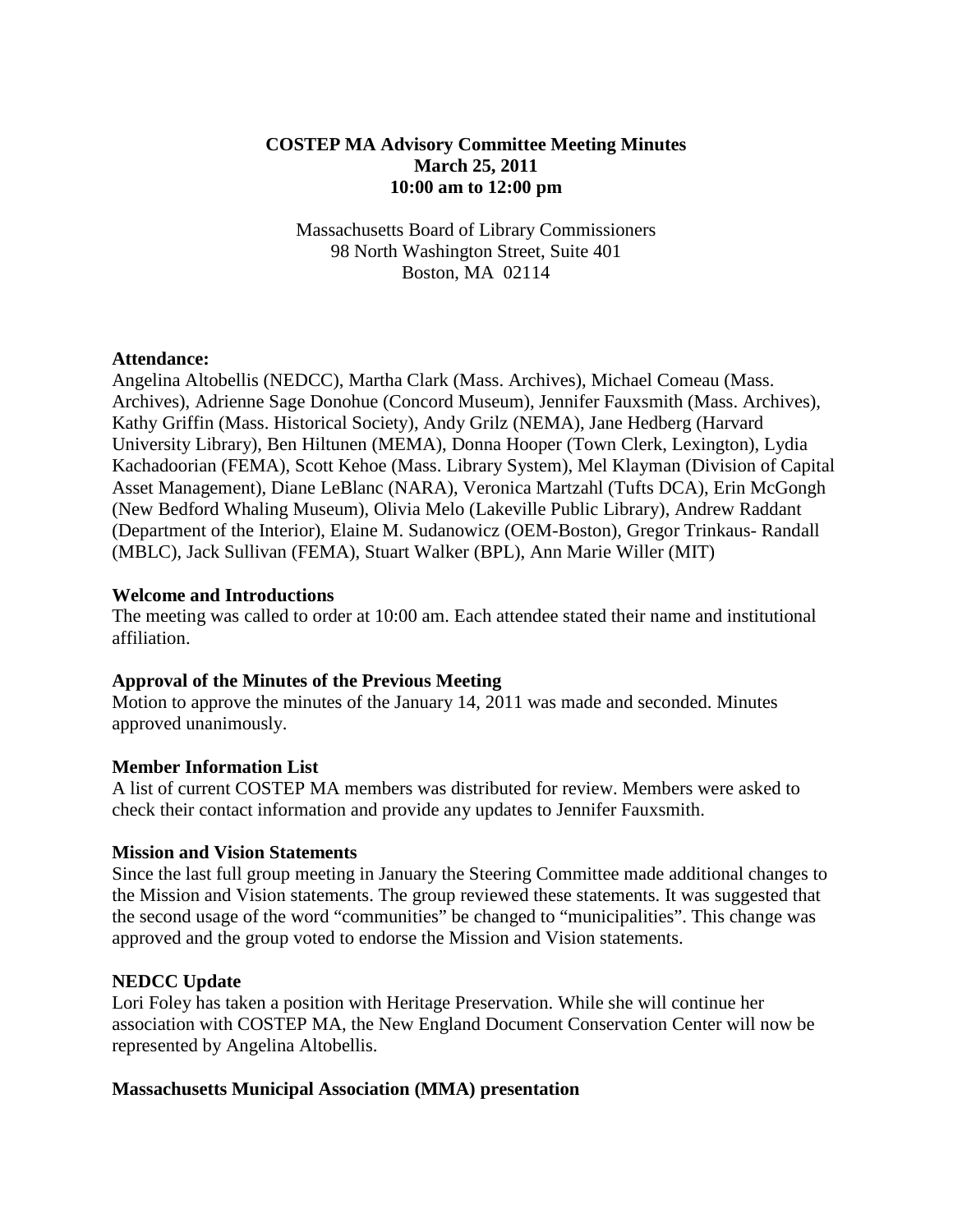**COSTEP MA Advisory Committee Meeting Minutes**
**March 25, 2011**
**10:00 am to 12:00 pm**

Massachusetts Board of Library Commissioners
98 North Washington Street, Suite 401
Boston, MA 02114

**Attendance:**
Angelina Altobellis (NEDCC), Martha Clark (Mass. Archives), Michael Comeau (Mass. Archives), Adrienne Sage Donohue (Concord Museum), Jennifer Fauxsmith (Mass. Archives), Kathy Griffin (Mass. Historical Society), Andy Grilz (NEMA), Jane Hedberg (Harvard University Library), Ben Hiltunen (MEMA), Donna Hooper (Town Clerk, Lexington), Lydia Kachadoorian (FEMA), Scott Kehoe (Mass. Library System), Mel Klayman (Division of Capital Asset Management), Diane LeBlanc (NARA), Veronica Martzahl (Tufts DCA), Erin McGongh (New Bedford Whaling Museum), Olivia Melo (Lakeville Public Library), Andrew Raddant (Department of the Interior), Elaine M. Sudanowicz (OEM-Boston), Gregor Trinkaus- Randall (MBLC), Jack Sullivan (FEMA), Stuart Walker (BPL), Ann Marie Willer (MIT)

**Welcome and Introductions**
The meeting was called to order at 10:00 am. Each attendee stated their name and institutional affiliation.

**Approval of the Minutes of the Previous Meeting**
Motion to approve the minutes of the January 14, 2011 was made and seconded. Minutes approved unanimously.

**Member Information List**
A list of current COSTEP MA members was distributed for review. Members were asked to check their contact information and provide any updates to Jennifer Fauxsmith.

**Mission and Vision Statements**
Since the last full group meeting in January the Steering Committee made additional changes to the Mission and Vision statements. The group reviewed these statements. It was suggested that the second usage of the word "communities" be changed to "municipalities". This change was approved and the group voted to endorse the Mission and Vision statements.

**NEDCC Update**
Lori Foley has taken a position with Heritage Preservation. While she will continue her association with COSTEP MA, the New England Document Conservation Center will now be represented by Angelina Altobellis.

**Massachusetts Municipal Association (MMA) presentation**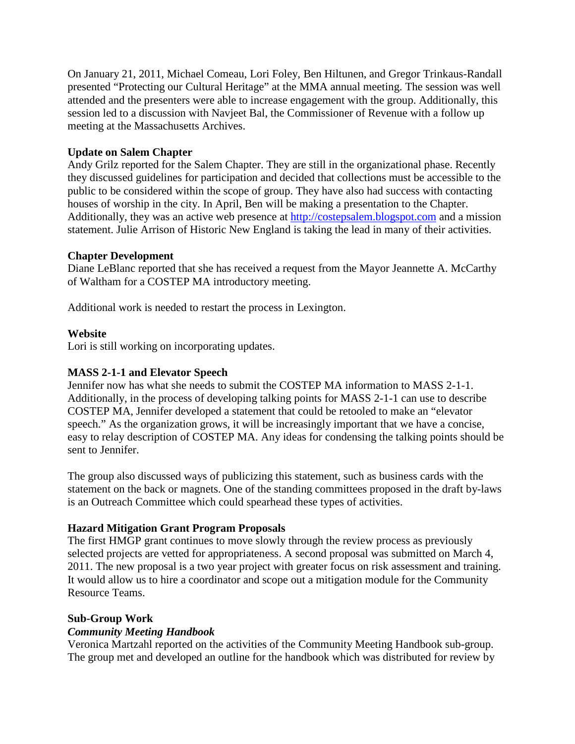On January 21, 2011, Michael Comeau, Lori Foley, Ben Hiltunen, and Gregor Trinkaus-Randall presented "Protecting our Cultural Heritage" at the MMA annual meeting. The session was well attended and the presenters were able to increase engagement with the group. Additionally, this session led to a discussion with Navjeet Bal, the Commissioner of Revenue with a follow up meeting at the Massachusetts Archives.

**Update on Salem Chapter**

Andy Grilz reported for the Salem Chapter. They are still in the organizational phase. Recently they discussed guidelines for participation and decided that collections must be accessible to the public to be considered within the scope of group. They have also had success with contacting houses of worship in the city. In April, Ben will be making a presentation to the Chapter. Additionally, they was an active web presence at http://costepsalem.blogspot.com and a mission statement. Julie Arrison of Historic New England is taking the lead in many of their activities.

**Chapter Development**

Diane LeBlanc reported that she has received a request from the Mayor Jeannette A. McCarthy of Waltham for a COSTEP MA introductory meeting.

Additional work is needed to restart the process in Lexington.

**Website**

Lori is still working on incorporating updates.

**MASS 2-1-1 and Elevator Speech**

Jennifer now has what she needs to submit the COSTEP MA information to MASS 2-1-1. Additionally, in the process of developing talking points for MASS 2-1-1 can use to describe COSTEP MA, Jennifer developed a statement that could be retooled to make an "elevator speech." As the organization grows, it will be increasingly important that we have a concise, easy to relay description of COSTEP MA. Any ideas for condensing the talking points should be sent to Jennifer.

The group also discussed ways of publicizing this statement, such as business cards with the statement on the back or magnets. One of the standing committees proposed in the draft by-laws is an Outreach Committee which could spearhead these types of activities.

**Hazard Mitigation Grant Program Proposals**

The first HMGP grant continues to move slowly through the review process as previously selected projects are vetted for appropriateness. A second proposal was submitted on March 4, 2011. The new proposal is a two year project with greater focus on risk assessment and training. It would allow us to hire a coordinator and scope out a mitigation module for the Community Resource Teams.

**Sub-Group Work**

***Community Meeting Handbook***

Veronica Martzahl reported on the activities of the Community Meeting Handbook sub-group. The group met and developed an outline for the handbook which was distributed for review by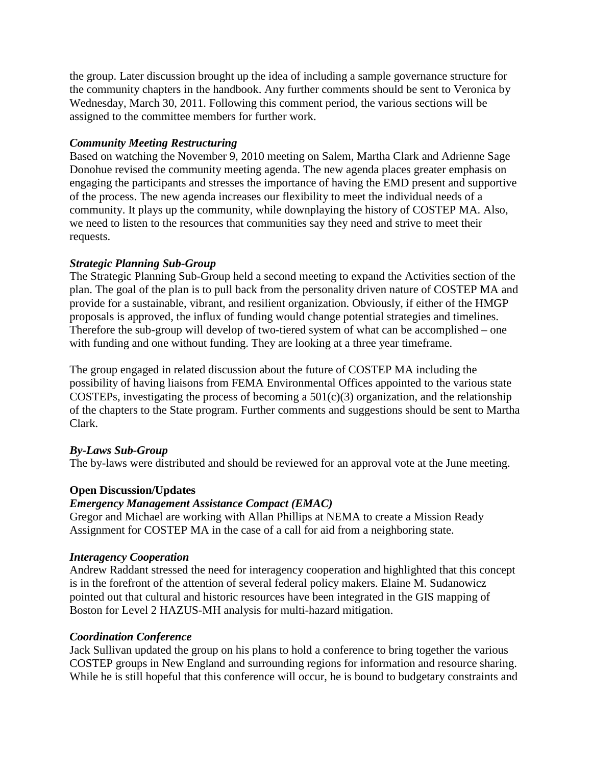the group. Later discussion brought up the idea of including a sample governance structure for the community chapters in the handbook. Any further comments should be sent to Veronica by Wednesday, March 30, 2011. Following this comment period, the various sections will be assigned to the committee members for further work.

***Community Meeting Restructuring***

Based on watching the November 9, 2010 meeting on Salem, Martha Clark and Adrienne Sage Donohue revised the community meeting agenda. The new agenda places greater emphasis on engaging the participants and stresses the importance of having the EMD present and supportive of the process. The new agenda increases our flexibility to meet the individual needs of a community. It plays up the community, while downplaying the history of COSTEP MA. Also, we need to listen to the resources that communities say they need and strive to meet their requests.

***Strategic Planning Sub-Group***

The Strategic Planning Sub-Group held a second meeting to expand the Activities section of the plan. The goal of the plan is to pull back from the personality driven nature of COSTEP MA and provide for a sustainable, vibrant, and resilient organization. Obviously, if either of the HMGP proposals is approved, the influx of funding would change potential strategies and timelines. Therefore the sub-group will develop of two-tiered system of what can be accomplished – one with funding and one without funding. They are looking at a three year timeframe.

The group engaged in related discussion about the future of COSTEP MA including the possibility of having liaisons from FEMA Environmental Offices appointed to the various state COSTEPs, investigating the process of becoming a 501(c)(3) organization, and the relationship of the chapters to the State program. Further comments and suggestions should be sent to Martha Clark.

***By-Laws Sub-Group***

The by-laws were distributed and should be reviewed for an approval vote at the June meeting.

**Open Discussion/Updates**

***Emergency Management Assistance Compact (EMAC)***

Gregor and Michael are working with Allan Phillips at NEMA to create a Mission Ready Assignment for COSTEP MA in the case of a call for aid from a neighboring state.

***Interagency Cooperation***

Andrew Raddant stressed the need for interagency cooperation and highlighted that this concept is in the forefront of the attention of several federal policy makers. Elaine M. Sudanowicz pointed out that cultural and historic resources have been integrated in the GIS mapping of Boston for Level 2 HAZUS-MH analysis for multi-hazard mitigation.

***Coordination Conference***

Jack Sullivan updated the group on his plans to hold a conference to bring together the various COSTEP groups in New England and surrounding regions for information and resource sharing. While he is still hopeful that this conference will occur, he is bound to budgetary constraints and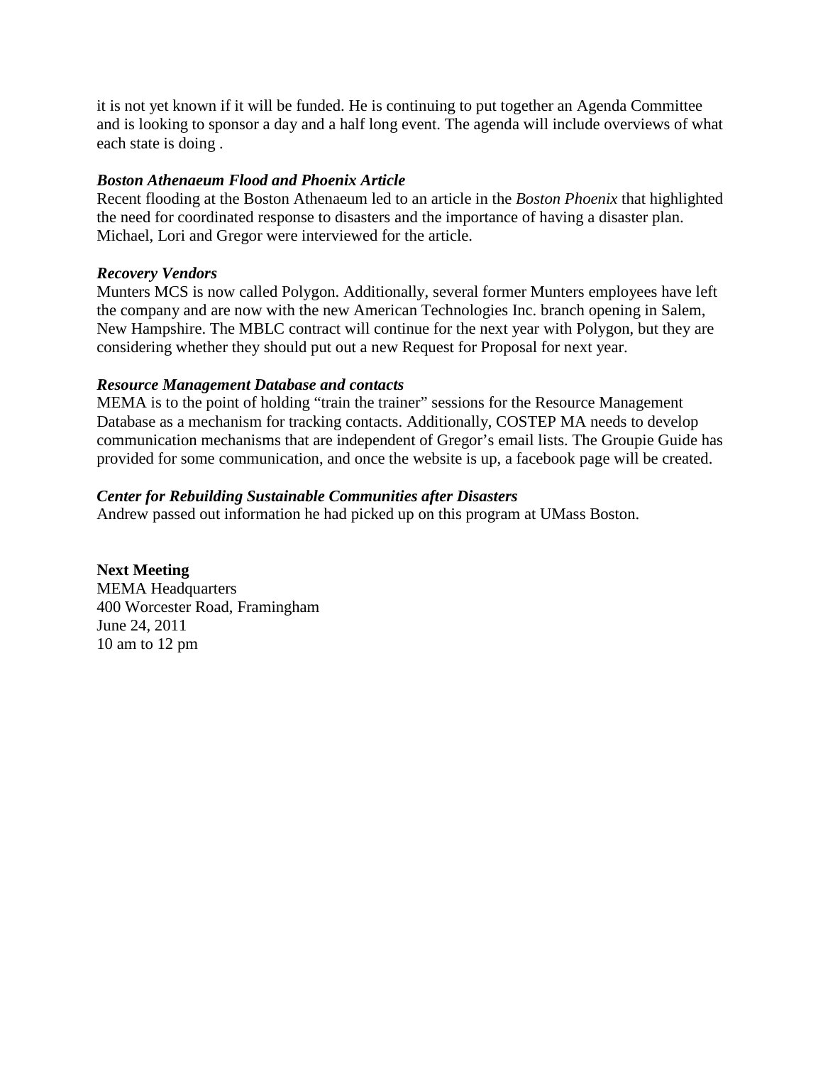it is not yet known if it will be funded. He is continuing to put together an Agenda Committee and is looking to sponsor a day and a half long event. The agenda will include overviews of what each state is doing .

***Boston Athenaeum Flood and Phoenix Article***

Recent flooding at the Boston Athenaeum led to an article in the *Boston Phoenix* that highlighted the need for coordinated response to disasters and the importance of having a disaster plan. Michael, Lori and Gregor were interviewed for the article.

***Recovery Vendors***

Munters MCS is now called Polygon. Additionally, several former Munters employees have left the company and are now with the new American Technologies Inc. branch opening in Salem, New Hampshire. The MBLC contract will continue for the next year with Polygon, but they are considering whether they should put out a new Request for Proposal for next year.

***Resource Management Database and contacts***

MEMA is to the point of holding "train the trainer" sessions for the Resource Management Database as a mechanism for tracking contacts. Additionally, COSTEP MA needs to develop communication mechanisms that are independent of Gregor's email lists. The Groupie Guide has provided for some communication, and once the website is up, a facebook page will be created.

***Center for Rebuilding Sustainable Communities after Disasters***

Andrew passed out information he had picked up on this program at UMass Boston.

**Next Meeting**

MEMA Headquarters
400 Worcester Road, Framingham
June 24, 2011
10 am to 12 pm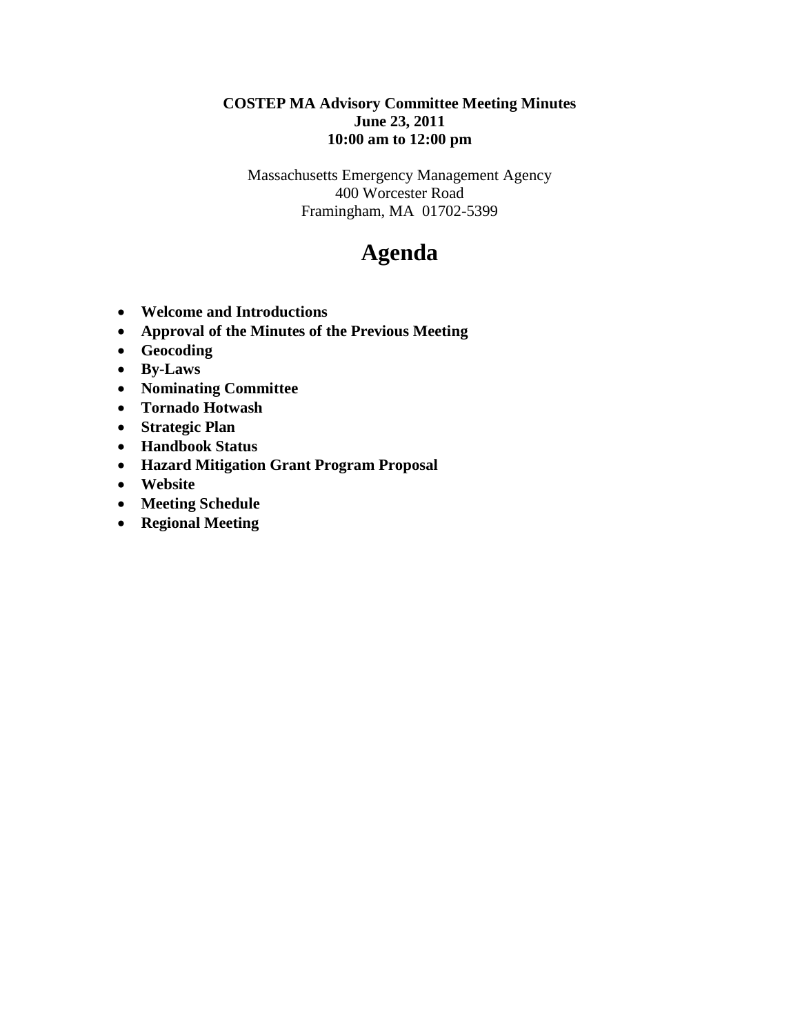**COSTEP MA Advisory Committee Meeting Minutes**
**June 23, 2011**
**10:00 am to 12:00 pm**

Massachusetts Emergency Management Agency
400 Worcester Road
Framingham, MA 01702-5399

# Agenda

- **Welcome and Introductions**
- **Approval of the Minutes of the Previous Meeting**
- **Geocoding**
- **By-Laws**
- **Nominating Committee**
- **Tornado Hotwash**
- **Strategic Plan**
- **Handbook Status**
- **Hazard Mitigation Grant Program Proposal**
- **Website**
- **Meeting Schedule**
- **Regional Meeting**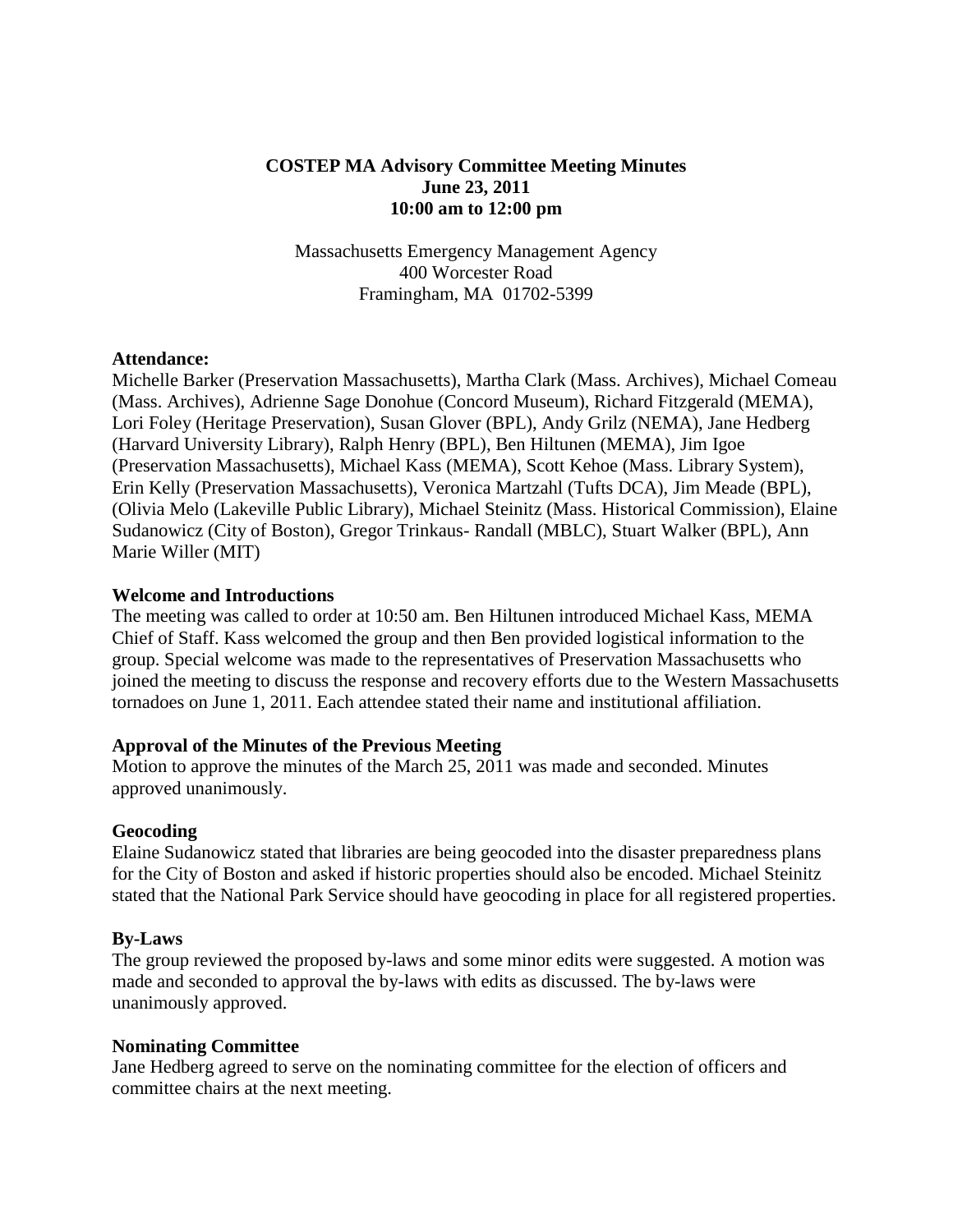**COSTEP MA Advisory Committee Meeting Minutes**
**June 23, 2011**
**10:00 am to 12:00 pm**

Massachusetts Emergency Management Agency
400 Worcester Road
Framingham, MA 01702-5399

**Attendance:**
Michelle Barker (Preservation Massachusetts), Martha Clark (Mass. Archives), Michael Comeau (Mass. Archives), Adrienne Sage Donohue (Concord Museum), Richard Fitzgerald (MEMA), Lori Foley (Heritage Preservation), Susan Glover (BPL), Andy Grilz (NEMA), Jane Hedberg (Harvard University Library), Ralph Henry (BPL), Ben Hiltunen (MEMA), Jim Igoe (Preservation Massachusetts), Michael Kass (MEMA), Scott Kehoe (Mass. Library System), Erin Kelly (Preservation Massachusetts), Veronica Martzahl (Tufts DCA), Jim Meade (BPL), (Olivia Melo (Lakeville Public Library), Michael Steinitz (Mass. Historical Commission), Elaine Sudanowicz (City of Boston), Gregor Trinkaus- Randall (MBLC), Stuart Walker (BPL), Ann Marie Willer (MIT)

**Welcome and Introductions**
The meeting was called to order at 10:50 am. Ben Hiltunen introduced Michael Kass, MEMA Chief of Staff. Kass welcomed the group and then Ben provided logistical information to the group. Special welcome was made to the representatives of Preservation Massachusetts who joined the meeting to discuss the response and recovery efforts due to the Western Massachusetts tornadoes on June 1, 2011. Each attendee stated their name and institutional affiliation.

**Approval of the Minutes of the Previous Meeting**
Motion to approve the minutes of the March 25, 2011 was made and seconded. Minutes approved unanimously.

**Geocoding**
Elaine Sudanowicz stated that libraries are being geocoded into the disaster preparedness plans for the City of Boston and asked if historic properties should also be encoded. Michael Steinitz stated that the National Park Service should have geocoding in place for all registered properties.

**By-Laws**
The group reviewed the proposed by-laws and some minor edits were suggested. A motion was made and seconded to approval the by-laws with edits as discussed. The by-laws were unanimously approved.

**Nominating Committee**
Jane Hedberg agreed to serve on the nominating committee for the election of officers and committee chairs at the next meeting.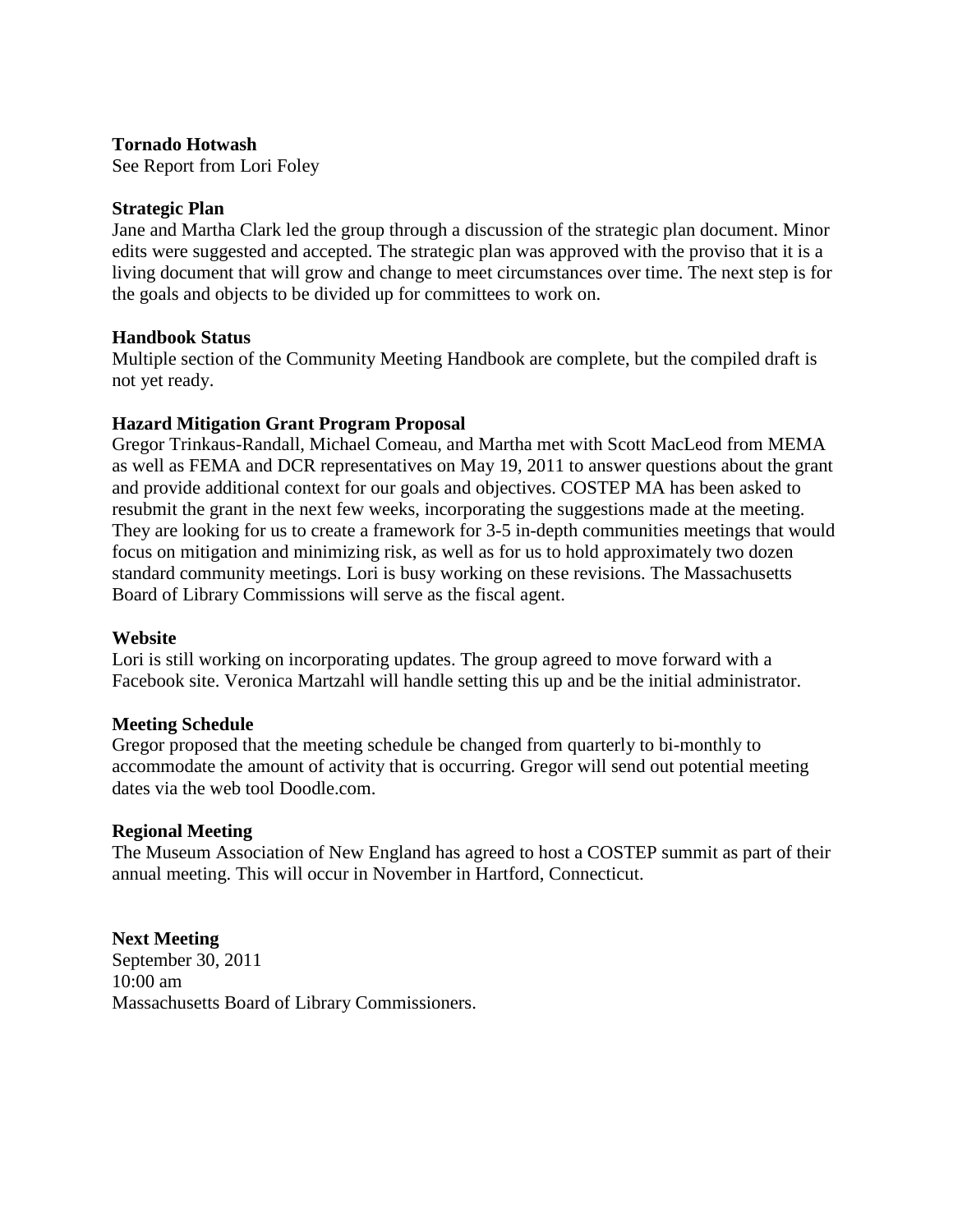**Tornado Hotwash**
See Report from Lori Foley

**Strategic Plan**
Jane and Martha Clark led the group through a discussion of the strategic plan document. Minor edits were suggested and accepted. The strategic plan was approved with the proviso that it is a living document that will grow and change to meet circumstances over time. The next step is for the goals and objects to be divided up for committees to work on.

**Handbook Status**
Multiple section of the Community Meeting Handbook are complete, but the compiled draft is not yet ready.

**Hazard Mitigation Grant Program Proposal**
Gregor Trinkaus-Randall, Michael Comeau, and Martha met with Scott MacLeod from MEMA as well as FEMA and DCR representatives on May 19, 2011 to answer questions about the grant and provide additional context for our goals and objectives. COSTEP MA has been asked to resubmit the grant in the next few weeks, incorporating the suggestions made at the meeting. They are looking for us to create a framework for 3-5 in-depth communities meetings that would focus on mitigation and minimizing risk, as well as for us to hold approximately two dozen standard community meetings. Lori is busy working on these revisions. The Massachusetts Board of Library Commissions will serve as the fiscal agent.

**Website**
Lori is still working on incorporating updates. The group agreed to move forward with a Facebook site. Veronica Martzahl will handle setting this up and be the initial administrator.

**Meeting Schedule**
Gregor proposed that the meeting schedule be changed from quarterly to bi-monthly to accommodate the amount of activity that is occurring. Gregor will send out potential meeting dates via the web tool Doodle.com.

**Regional Meeting**
The Museum Association of New England has agreed to host a COSTEP summit as part of their annual meeting. This will occur in November in Hartford, Connecticut.

**Next Meeting**
September 30, 2011
10:00 am
Massachusetts Board of Library Commissioners.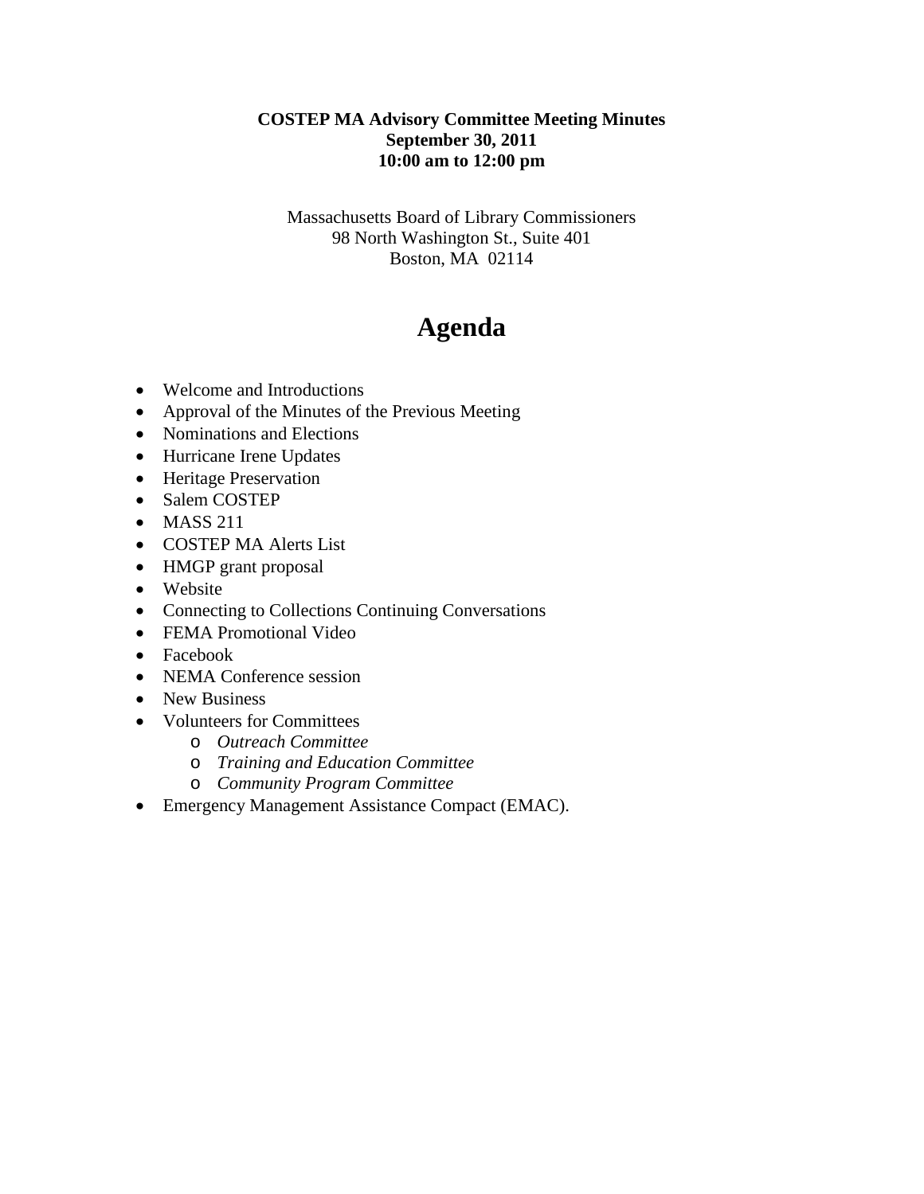**COSTEP MA Advisory Committee Meeting Minutes**
**September 30, 2011**
**10:00 am to 12:00 pm**

Massachusetts Board of Library Commissioners
98 North Washington St., Suite 401
Boston, MA 02114

# Agenda

- Welcome and Introductions
- Approval of the Minutes of the Previous Meeting
- Nominations and Elections
- Hurricane Irene Updates
- Heritage Preservation
- Salem COSTEP
- MASS 211
- COSTEP MA Alerts List
- HMGP grant proposal
- Website
- Connecting to Collections Continuing Conversations
- FEMA Promotional Video
- Facebook
- NEMA Conference session
- New Business
- Volunteers for Committees
    - *Outreach Committee*
    - *Training and Education Committee*
    - *Community Program Committee*
- Emergency Management Assistance Compact (EMAC).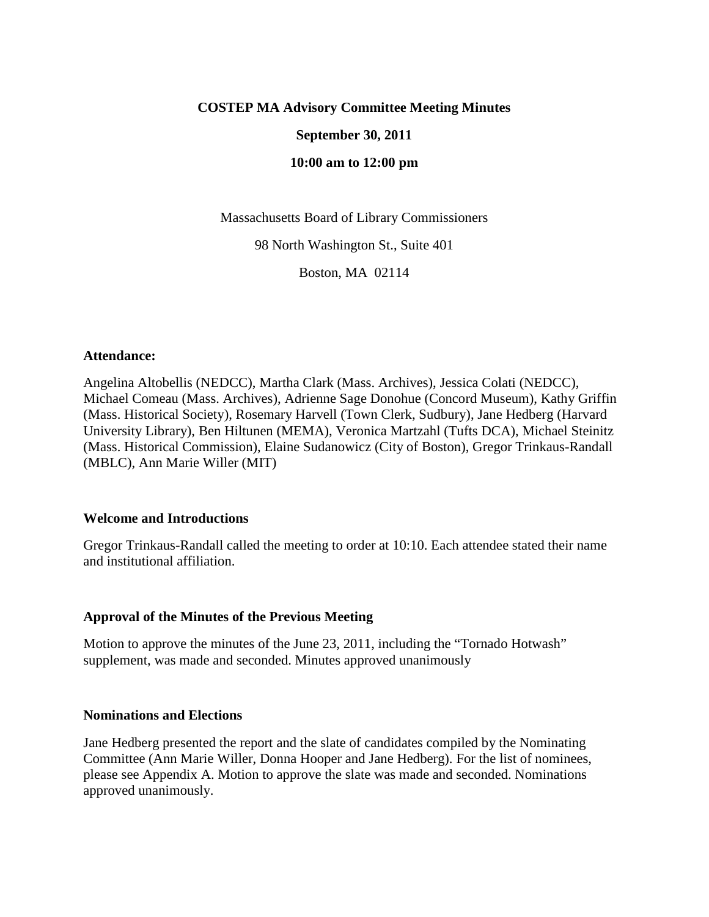**COSTEP MA Advisory Committee Meeting Minutes**

**September 30, 2011**

**10:00 am to 12:00 pm**

Massachusetts Board of Library Commissioners

98 North Washington St., Suite 401

Boston, MA 02114

**Attendance:**

Angelina Altobellis (NEDCC), Martha Clark (Mass. Archives), Jessica Colati (NEDCC), Michael Comeau (Mass. Archives), Adrienne Sage Donohue (Concord Museum), Kathy Griffin (Mass. Historical Society), Rosemary Harvell (Town Clerk, Sudbury), Jane Hedberg (Harvard University Library), Ben Hiltunen (MEMA), Veronica Martzahl (Tufts DCA), Michael Steinitz (Mass. Historical Commission), Elaine Sudanowicz (City of Boston), Gregor Trinkaus-Randall (MBLC), Ann Marie Willer (MIT)

**Welcome and Introductions**

Gregor Trinkaus-Randall called the meeting to order at 10:10. Each attendee stated their name and institutional affiliation.

**Approval of the Minutes of the Previous Meeting**

Motion to approve the minutes of the June 23, 2011, including the "Tornado Hotwash" supplement, was made and seconded. Minutes approved unanimously

**Nominations and Elections**

Jane Hedberg presented the report and the slate of candidates compiled by the Nominating Committee (Ann Marie Willer, Donna Hooper and Jane Hedberg). For the list of nominees, please see Appendix A. Motion to approve the slate was made and seconded. Nominations approved unanimously.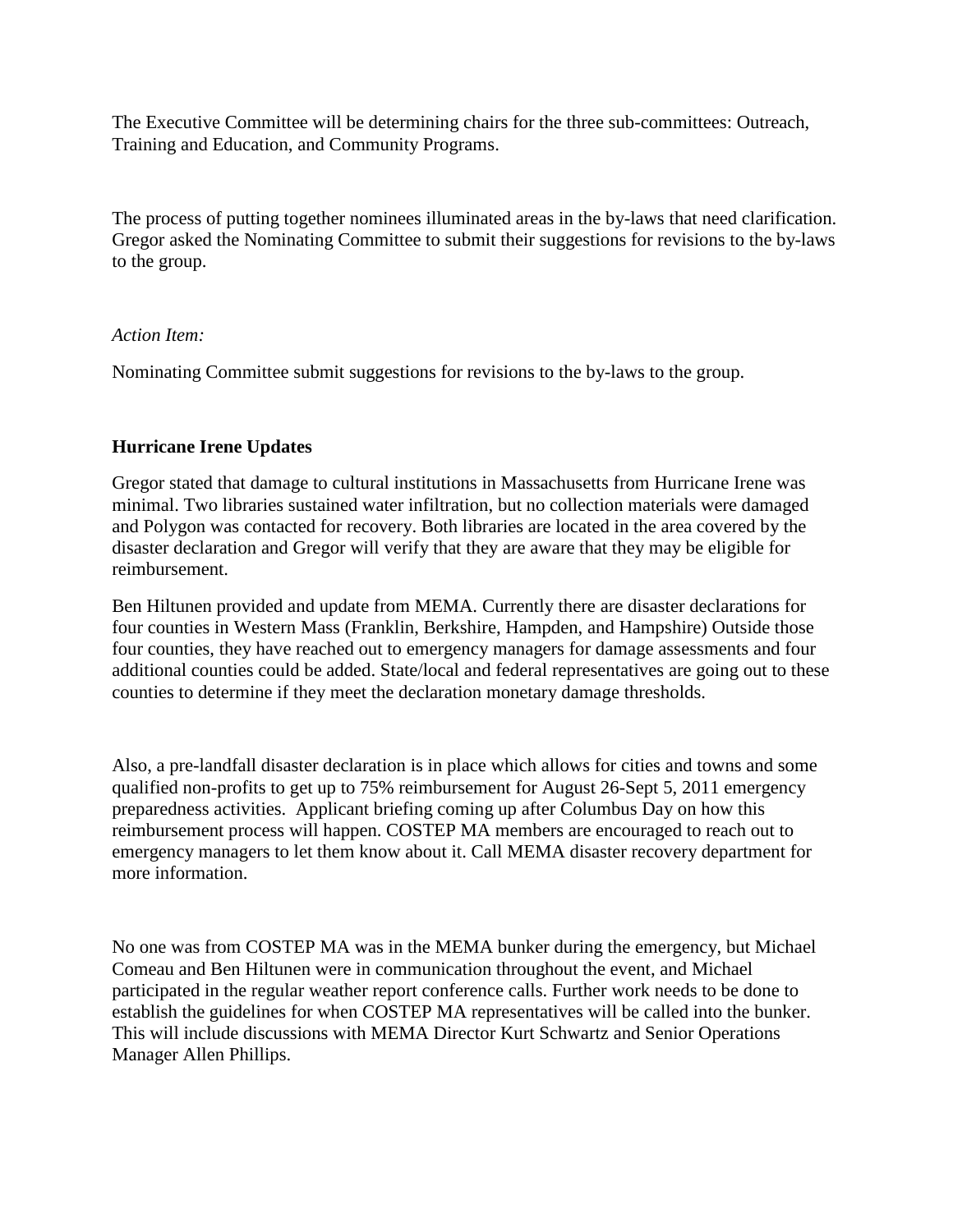The Executive Committee will be determining chairs for the three sub-committees: Outreach, Training and Education, and Community Programs.

The process of putting together nominees illuminated areas in the by-laws that need clarification. Gregor asked the Nominating Committee to submit their suggestions for revisions to the by-laws to the group.

*Action Item:*

Nominating Committee submit suggestions for revisions to the by-laws to the group.

**Hurricane Irene Updates**

Gregor stated that damage to cultural institutions in Massachusetts from Hurricane Irene was minimal. Two libraries sustained water infiltration, but no collection materials were damaged and Polygon was contacted for recovery. Both libraries are located in the area covered by the disaster declaration and Gregor will verify that they are aware that they may be eligible for reimbursement.

Ben Hiltunen provided and update from MEMA. Currently there are disaster declarations for four counties in Western Mass (Franklin, Berkshire, Hampden, and Hampshire) Outside those four counties, they have reached out to emergency managers for damage assessments and four additional counties could be added. State/local and federal representatives are going out to these counties to determine if they meet the declaration monetary damage thresholds.

Also, a pre-landfall disaster declaration is in place which allows for cities and towns and some qualified non-profits to get up to 75% reimbursement for August 26-Sept 5, 2011 emergency preparedness activities. Applicant briefing coming up after Columbus Day on how this reimbursement process will happen. COSTEP MA members are encouraged to reach out to emergency managers to let them know about it. Call MEMA disaster recovery department for more information.

No one was from COSTEP MA was in the MEMA bunker during the emergency, but Michael Comeau and Ben Hiltunen were in communication throughout the event, and Michael participated in the regular weather report conference calls. Further work needs to be done to establish the guidelines for when COSTEP MA representatives will be called into the bunker. This will include discussions with MEMA Director Kurt Schwartz and Senior Operations Manager Allen Phillips.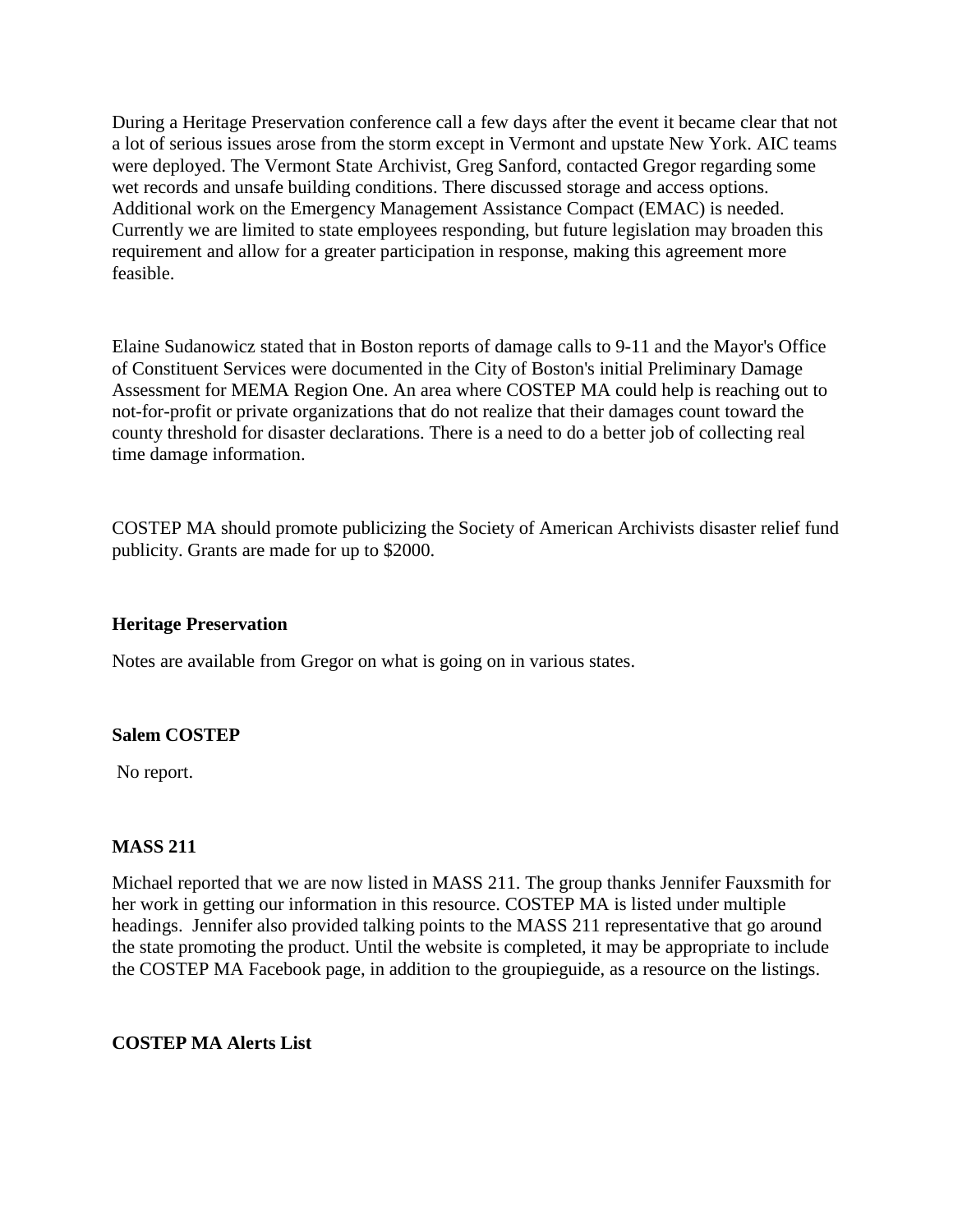During a Heritage Preservation conference call a few days after the event it became clear that not a lot of serious issues arose from the storm except in Vermont and upstate New York. AIC teams were deployed. The Vermont State Archivist, Greg Sanford, contacted Gregor regarding some wet records and unsafe building conditions. There discussed storage and access options. Additional work on the Emergency Management Assistance Compact (EMAC) is needed. Currently we are limited to state employees responding, but future legislation may broaden this requirement and allow for a greater participation in response, making this agreement more feasible.

Elaine Sudanowicz stated that in Boston reports of damage calls to 9-11 and the Mayor's Office of Constituent Services were documented in the City of Boston's initial Preliminary Damage Assessment for MEMA Region One. An area where COSTEP MA could help is reaching out to not-for-profit or private organizations that do not realize that their damages count toward the county threshold for disaster declarations. There is a need to do a better job of collecting real time damage information.

COSTEP MA should promote publicizing the Society of American Archivists disaster relief fund publicity. Grants are made for up to $2000.

**Heritage Preservation**

Notes are available from Gregor on what is going on in various states.

**Salem COSTEP**

No report.

**MASS 211**

Michael reported that we are now listed in MASS 211. The group thanks Jennifer Fauxsmith for her work in getting our information in this resource. COSTEP MA is listed under multiple headings. Jennifer also provided talking points to the MASS 211 representative that go around the state promoting the product. Until the website is completed, it may be appropriate to include the COSTEP MA Facebook page, in addition to the groupieguide, as a resource on the listings.

**COSTEP MA Alerts List**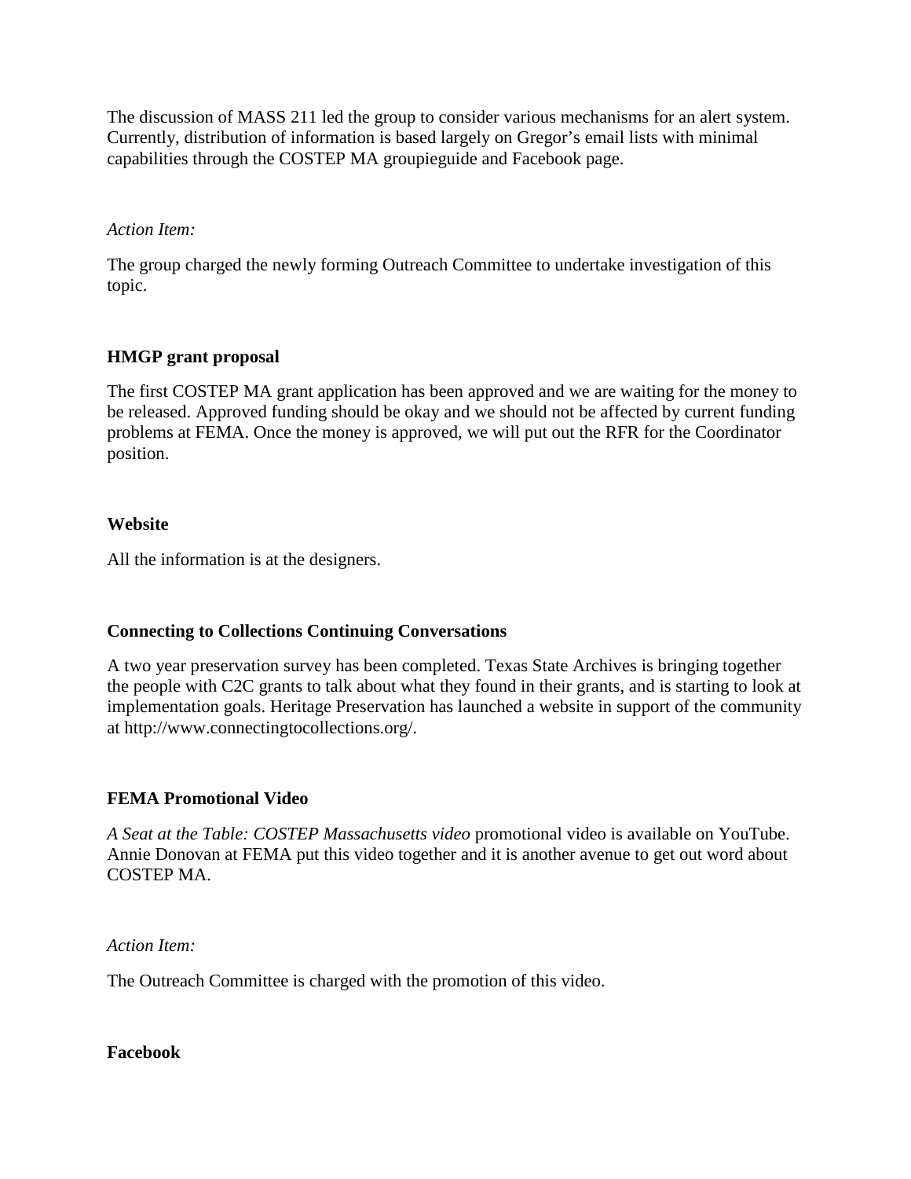The discussion of MASS 211 led the group to consider various mechanisms for an alert system. Currently, distribution of information is based largely on Gregor's email lists with minimal capabilities through the COSTEP MA groupieguide and Facebook page.

*Action Item:*

The group charged the newly forming Outreach Committee to undertake investigation of this topic.

**HMGP grant proposal**

The first COSTEP MA grant application has been approved and we are waiting for the money to be released. Approved funding should be okay and we should not be affected by current funding problems at FEMA. Once the money is approved, we will put out the RFR for the Coordinator position.

**Website**

All the information is at the designers.

**Connecting to Collections Continuing Conversations**

A two year preservation survey has been completed. Texas State Archives is bringing together the people with C2C grants to talk about what they found in their grants, and is starting to look at implementation goals. Heritage Preservation has launched a website in support of the community at http://www.connectingtocollections.org/.

**FEMA Promotional Video**

*A Seat at the Table: COSTEP Massachusetts video* promotional video is available on YouTube. Annie Donovan at FEMA put this video together and it is another avenue to get out word about COSTEP MA.

*Action Item:*

The Outreach Committee is charged with the promotion of this video.

**Facebook**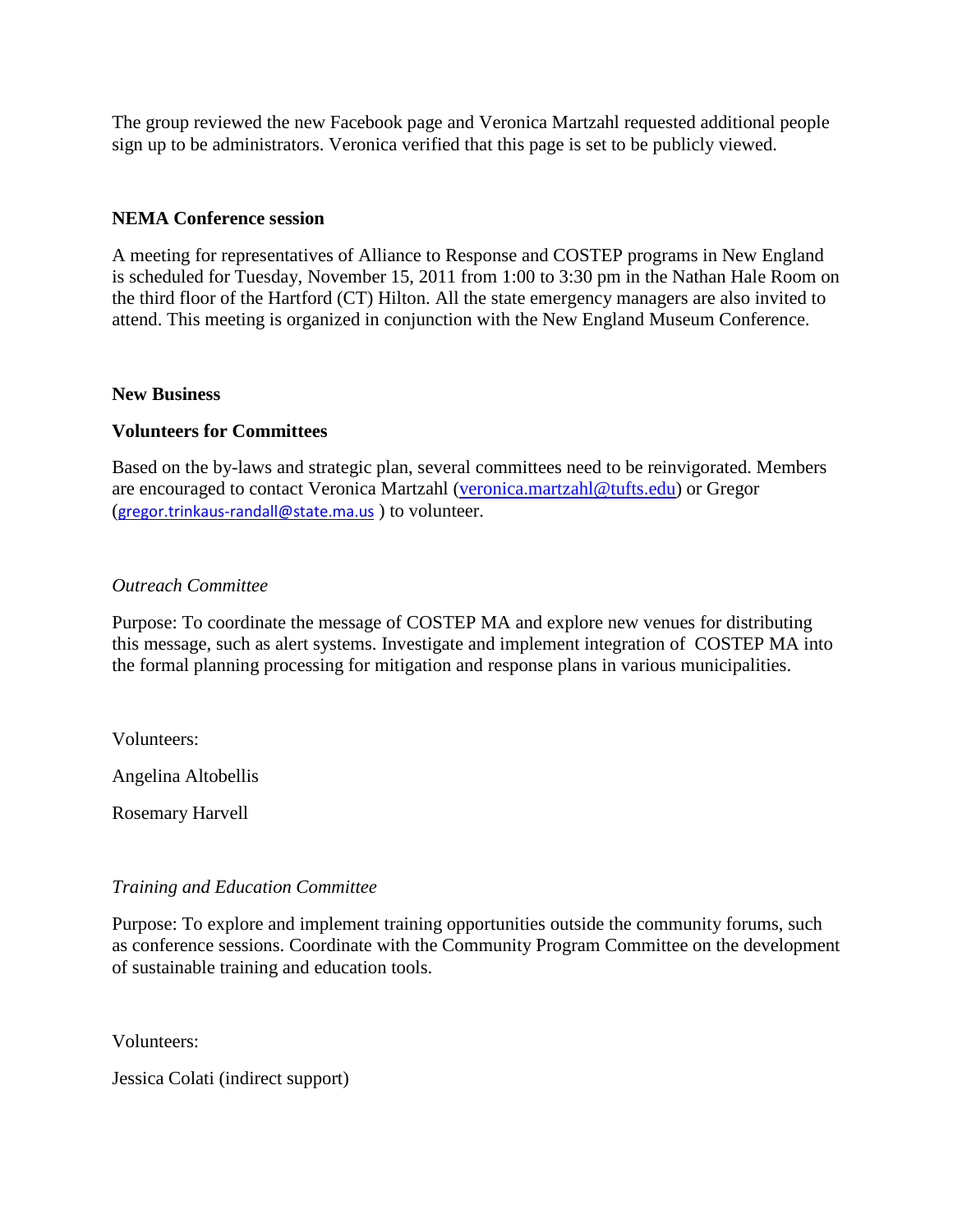The group reviewed the new Facebook page and Veronica Martzahl requested additional people sign up to be administrators. Veronica verified that this page is set to be publicly viewed.

**NEMA Conference session**

A meeting for representatives of Alliance to Response and COSTEP programs in New England is scheduled for Tuesday, November 15, 2011 from 1:00 to 3:30 pm in the Nathan Hale Room on the third floor of the Hartford (CT) Hilton. All the state emergency managers are also invited to attend. This meeting is organized in conjunction with the New England Museum Conference.

**New Business**

**Volunteers for Committees**

Based on the by-laws and strategic plan, several committees need to be reinvigorated. Members are encouraged to contact Veronica Martzahl (veronica.martzahl@tufts.edu) or Gregor (gregor.trinkaus-randall@state.ma.us ) to volunteer.

*Outreach Committee*

Purpose: To coordinate the message of COSTEP MA and explore new venues for distributing this message, such as alert systems. Investigate and implement integration of COSTEP MA into the formal planning processing for mitigation and response plans in various municipalities.

Volunteers:

Angelina Altobellis

Rosemary Harvell

*Training and Education Committee*

Purpose: To explore and implement training opportunities outside the community forums, such as conference sessions. Coordinate with the Community Program Committee on the development of sustainable training and education tools.

Volunteers:

Jessica Colati (indirect support)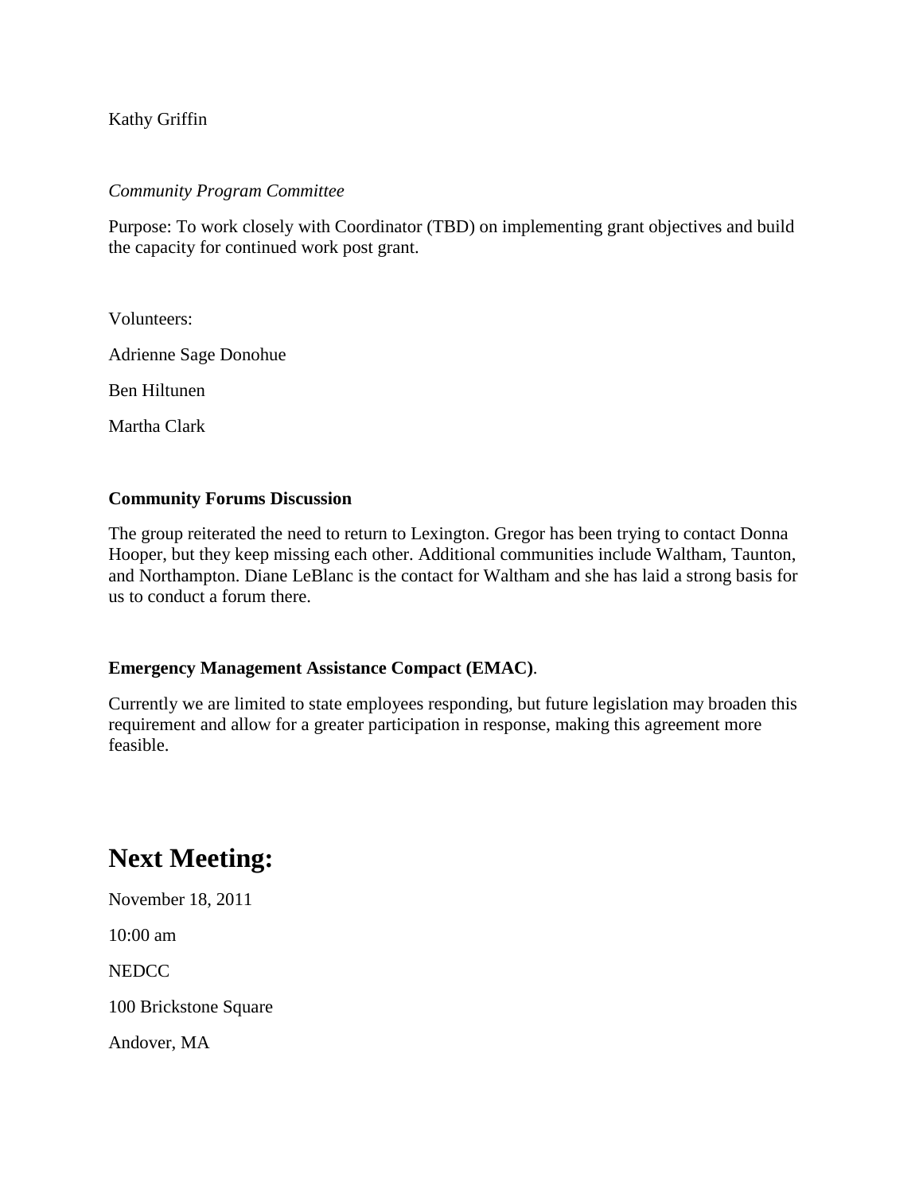Kathy Griffin

*Community Program Committee*

Purpose: To work closely with Coordinator (TBD) on implementing grant objectives and build the capacity for continued work post grant.

Volunteers:

Adrienne Sage Donohue

Ben Hiltunen

Martha Clark

**Community Forums Discussion**

The group reiterated the need to return to Lexington. Gregor has been trying to contact Donna Hooper, but they keep missing each other. Additional communities include Waltham, Taunton, and Northampton. Diane LeBlanc is the contact for Waltham and she has laid a strong basis for us to conduct a forum there.

**Emergency Management Assistance Compact (EMAC)**.

Currently we are limited to state employees responding, but future legislation may broaden this requirement and allow for a greater participation in response, making this agreement more feasible.

# Next Meeting:

November 18, 2011

10:00 am

NEDCC

100 Brickstone Square

Andover, MA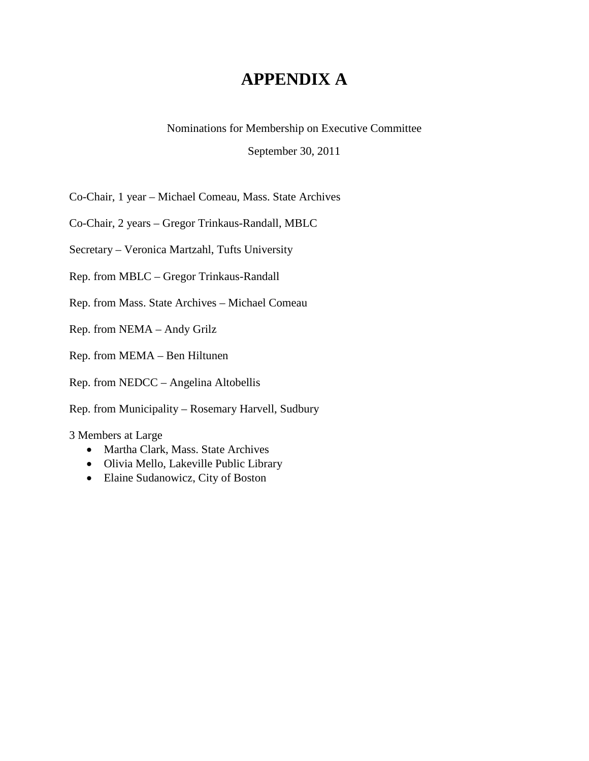# APPENDIX A

Nominations for Membership on Executive Committee

September 30, 2011

Co-Chair, 1 year – Michael Comeau, Mass. State Archives

Co-Chair, 2 years – Gregor Trinkaus-Randall, MBLC

Secretary – Veronica Martzahl, Tufts University

Rep. from MBLC – Gregor Trinkaus-Randall

Rep. from Mass. State Archives – Michael Comeau

Rep. from NEMA – Andy Grilz

Rep. from MEMA – Ben Hiltunen

Rep. from NEDCC – Angelina Altobellis

Rep. from Municipality – Rosemary Harvell, Sudbury

3 Members at Large

- Martha Clark, Mass. State Archives
- Olivia Mello, Lakeville Public Library
- Elaine Sudanowicz, City of Boston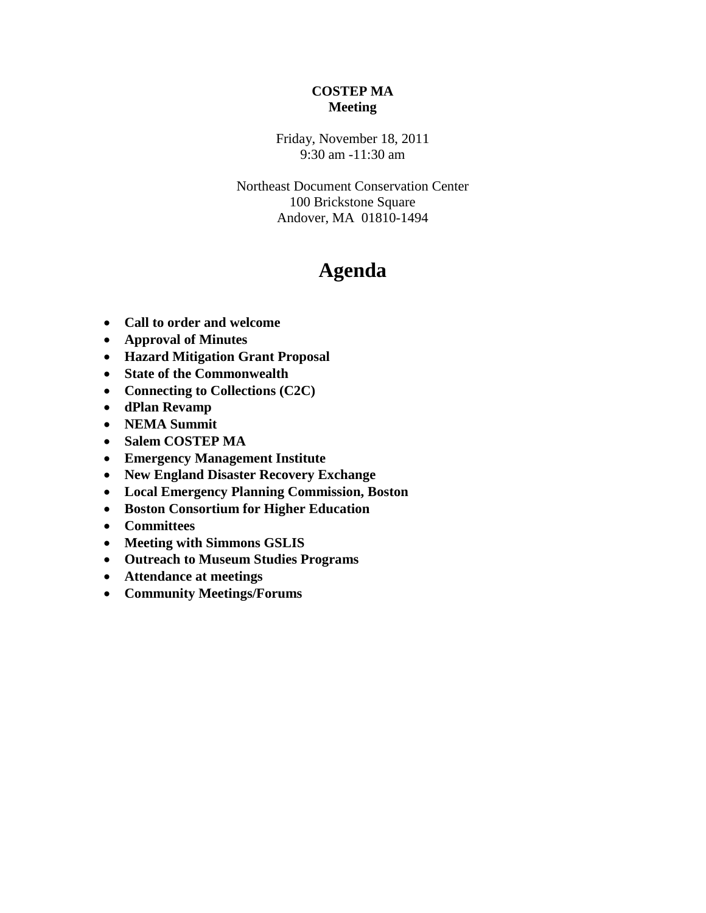**COSTEP MA**
**Meeting**

Friday, November 18, 2011
9:30 am -11:30 am

Northeast Document Conservation Center
100 Brickstone Square
Andover, MA 01810-1494

# Agenda

- **Call to order and welcome**
- **Approval of Minutes**
- **Hazard Mitigation Grant Proposal**
- **State of the Commonwealth**
- **Connecting to Collections (C2C)**
- **dPlan Revamp**
- **NEMA Summit**
- **Salem COSTEP MA**
- **Emergency Management Institute**
- **New England Disaster Recovery Exchange**
- **Local Emergency Planning Commission, Boston**
- **Boston Consortium for Higher Education**
- **Committees**
- **Meeting with Simmons GSLIS**
- **Outreach to Museum Studies Programs**
- **Attendance at meetings**
- **Community Meetings/Forums**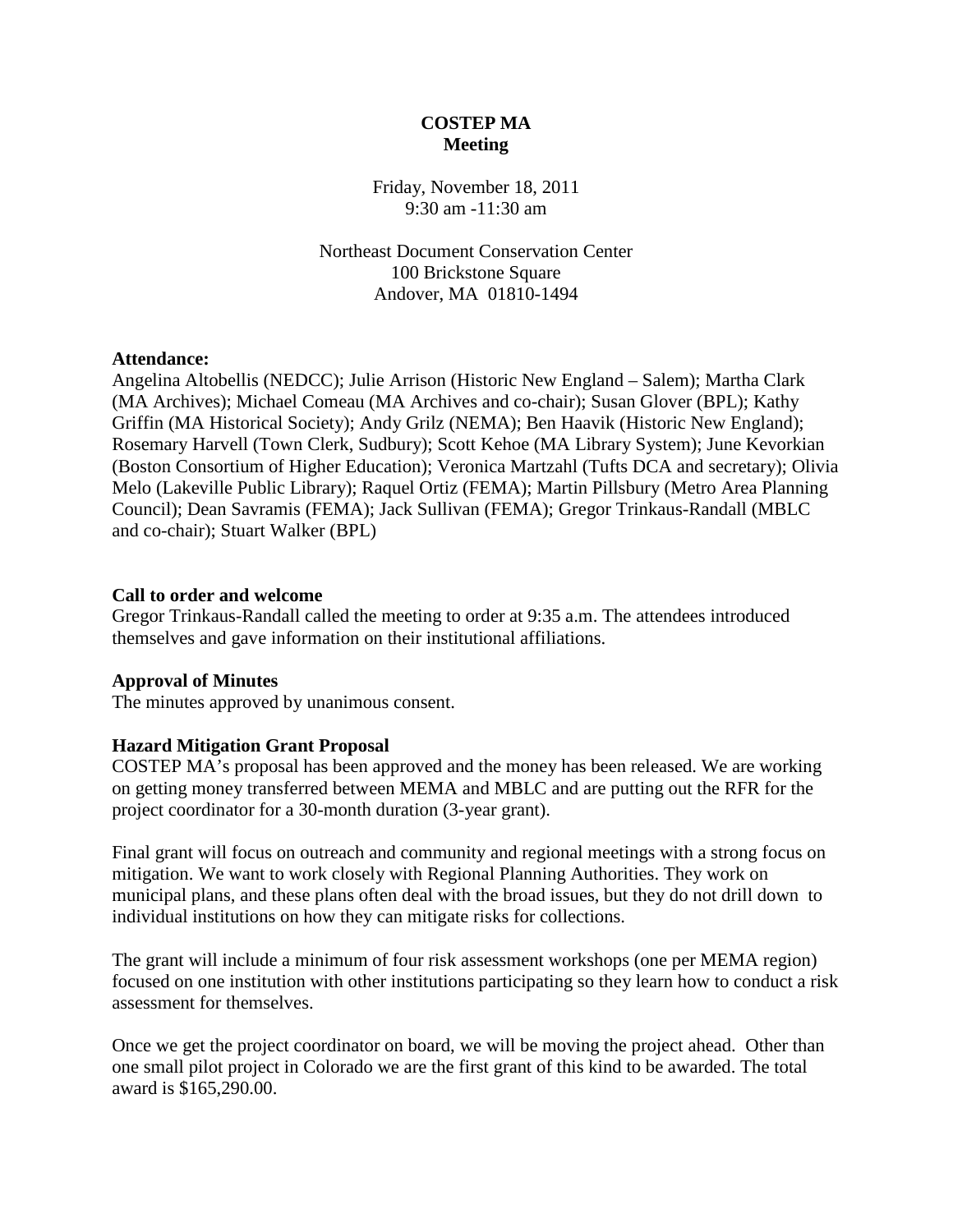# COSTEP MA
## Meeting

Friday, November 18, 2011
9:30 am -11:30 am

Northeast Document Conservation Center
100 Brickstone Square
Andover, MA 01810-1494

**Attendance:**
Angelina Altobellis (NEDCC); Julie Arrison (Historic New England – Salem); Martha Clark (MA Archives); Michael Comeau (MA Archives and co-chair); Susan Glover (BPL); Kathy Griffin (MA Historical Society); Andy Grilz (NEMA); Ben Haavik (Historic New England); Rosemary Harvell (Town Clerk, Sudbury); Scott Kehoe (MA Library System); June Kevorkian (Boston Consortium of Higher Education); Veronica Martzahl (Tufts DCA and secretary); Olivia Melo (Lakeville Public Library); Raquel Ortiz (FEMA); Martin Pillsbury (Metro Area Planning Council); Dean Savramis (FEMA); Jack Sullivan (FEMA); Gregor Trinkaus-Randall (MBLC and co-chair); Stuart Walker (BPL)

**Call to order and welcome**
Gregor Trinkaus-Randall called the meeting to order at 9:35 a.m. The attendees introduced themselves and gave information on their institutional affiliations.

**Approval of Minutes**
The minutes approved by unanimous consent.

**Hazard Mitigation Grant Proposal**
COSTEP MA's proposal has been approved and the money has been released. We are working on getting money transferred between MEMA and MBLC and are putting out the RFR for the project coordinator for a 30-month duration (3-year grant).

Final grant will focus on outreach and community and regional meetings with a strong focus on mitigation. We want to work closely with Regional Planning Authorities. They work on municipal plans, and these plans often deal with the broad issues, but they do not drill down to individual institutions on how they can mitigate risks for collections.

The grant will include a minimum of four risk assessment workshops (one per MEMA region) focused on one institution with other institutions participating so they learn how to conduct a risk assessment for themselves.

Once we get the project coordinator on board, we will be moving the project ahead. Other than one small pilot project in Colorado we are the first grant of this kind to be awarded. The total award is $165,290.00.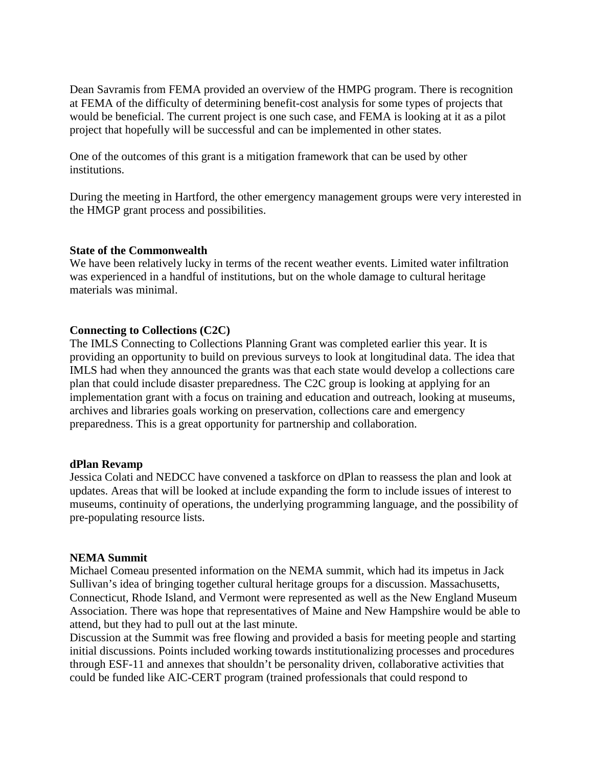Dean Savramis from FEMA provided an overview of the HMPG program. There is recognition at FEMA of the difficulty of determining benefit-cost analysis for some types of projects that would be beneficial. The current project is one such case, and FEMA is looking at it as a pilot project that hopefully will be successful and can be implemented in other states.

One of the outcomes of this grant is a mitigation framework that can be used by other institutions.

During the meeting in Hartford, the other emergency management groups were very interested in the HMGP grant process and possibilities.

**State of the Commonwealth**
We have been relatively lucky in terms of the recent weather events. Limited water infiltration was experienced in a handful of institutions, but on the whole damage to cultural heritage materials was minimal.

**Connecting to Collections (C2C)**
The IMLS Connecting to Collections Planning Grant was completed earlier this year. It is providing an opportunity to build on previous surveys to look at longitudinal data. The idea that IMLS had when they announced the grants was that each state would develop a collections care plan that could include disaster preparedness. The C2C group is looking at applying for an implementation grant with a focus on training and education and outreach, looking at museums, archives and libraries goals working on preservation, collections care and emergency preparedness. This is a great opportunity for partnership and collaboration.

**dPlan Revamp**
Jessica Colati and NEDCC have convened a taskforce on dPlan to reassess the plan and look at updates. Areas that will be looked at include expanding the form to include issues of interest to museums, continuity of operations, the underlying programming language, and the possibility of pre-populating resource lists.

**NEMA Summit**
Michael Comeau presented information on the NEMA summit, which had its impetus in Jack Sullivan's idea of bringing together cultural heritage groups for a discussion. Massachusetts, Connecticut, Rhode Island, and Vermont were represented as well as the New England Museum Association. There was hope that representatives of Maine and New Hampshire would be able to attend, but they had to pull out at the last minute.
Discussion at the Summit was free flowing and provided a basis for meeting people and starting initial discussions. Points included working towards institutionalizing processes and procedures through ESF-11 and annexes that shouldn't be personality driven, collaborative activities that could be funded like AIC-CERT program (trained professionals that could respond to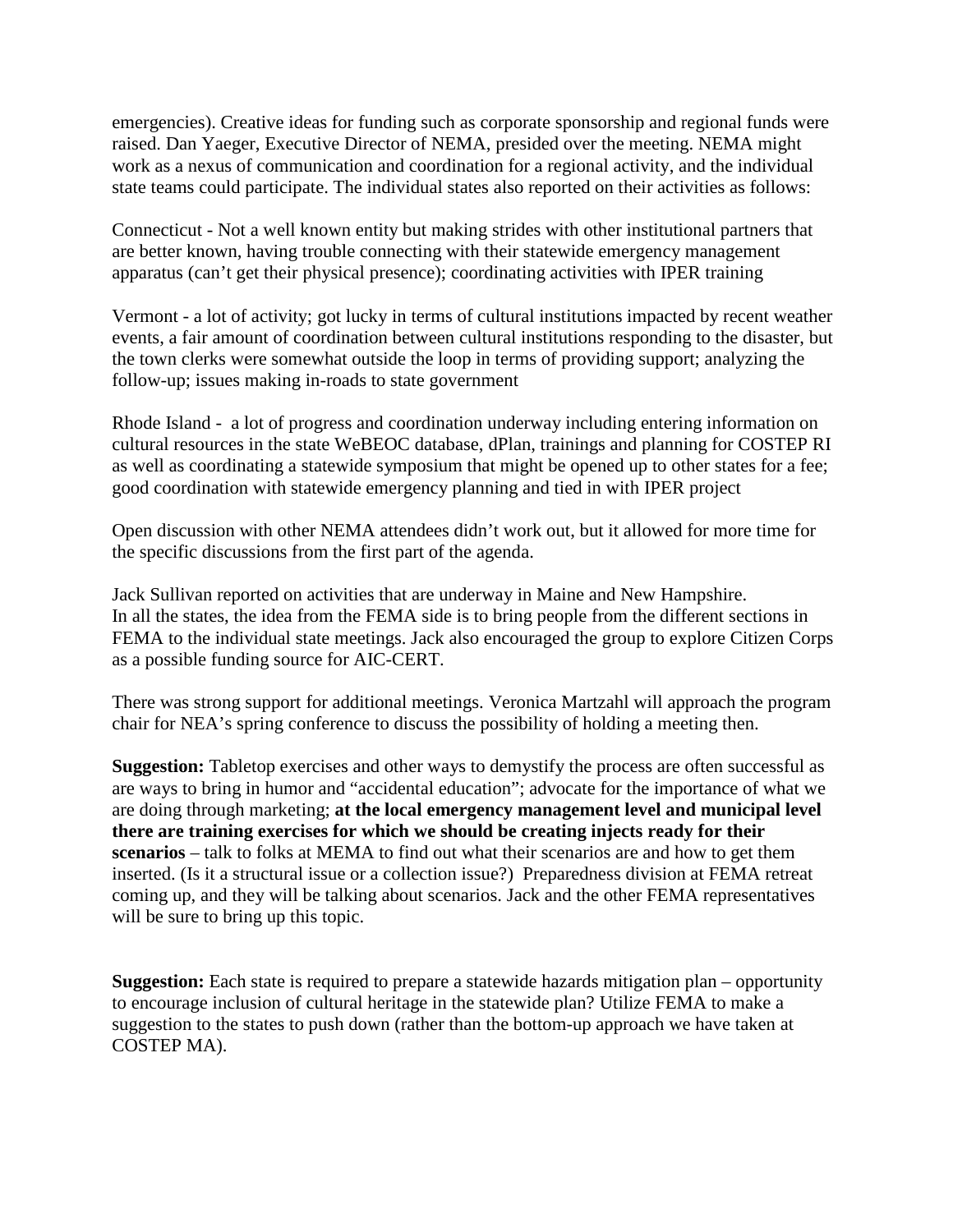emergencies). Creative ideas for funding such as corporate sponsorship and regional funds were raised. Dan Yaeger, Executive Director of NEMA, presided over the meeting. NEMA might work as a nexus of communication and coordination for a regional activity, and the individual state teams could participate. The individual states also reported on their activities as follows:

Connecticut - Not a well known entity but making strides with other institutional partners that are better known, having trouble connecting with their statewide emergency management apparatus (can't get their physical presence); coordinating activities with IPER training

Vermont - a lot of activity; got lucky in terms of cultural institutions impacted by recent weather events, a fair amount of coordination between cultural institutions responding to the disaster, but the town clerks were somewhat outside the loop in terms of providing support; analyzing the follow-up; issues making in-roads to state government

Rhode Island - a lot of progress and coordination underway including entering information on cultural resources in the state WeBEOC database, dPlan, trainings and planning for COSTEP RI as well as coordinating a statewide symposium that might be opened up to other states for a fee; good coordination with statewide emergency planning and tied in with IPER project

Open discussion with other NEMA attendees didn't work out, but it allowed for more time for the specific discussions from the first part of the agenda.

Jack Sullivan reported on activities that are underway in Maine and New Hampshire. In all the states, the idea from the FEMA side is to bring people from the different sections in FEMA to the individual state meetings. Jack also encouraged the group to explore Citizen Corps as a possible funding source for AIC-CERT.

There was strong support for additional meetings. Veronica Martzahl will approach the program chair for NEA's spring conference to discuss the possibility of holding a meeting then.

**Suggestion:** Tabletop exercises and other ways to demystify the process are often successful as are ways to bring in humor and "accidental education"; advocate for the importance of what we are doing through marketing; **at the local emergency management level and municipal level there are training exercises for which we should be creating injects ready for their scenarios** – talk to folks at MEMA to find out what their scenarios are and how to get them inserted. (Is it a structural issue or a collection issue?) Preparedness division at FEMA retreat coming up, and they will be talking about scenarios. Jack and the other FEMA representatives will be sure to bring up this topic.

**Suggestion:** Each state is required to prepare a statewide hazards mitigation plan – opportunity to encourage inclusion of cultural heritage in the statewide plan? Utilize FEMA to make a suggestion to the states to push down (rather than the bottom-up approach we have taken at COSTEP MA).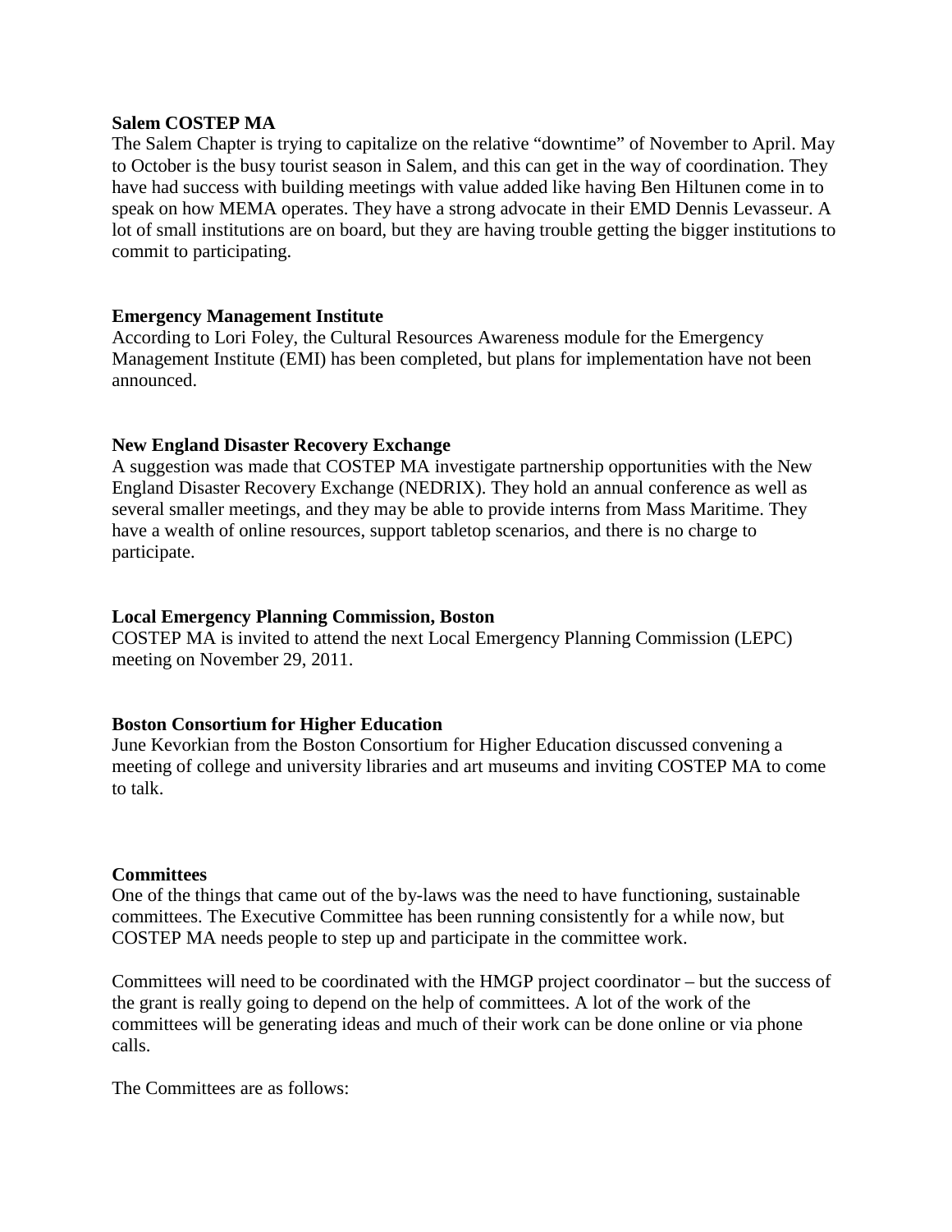**Salem COSTEP MA**

The Salem Chapter is trying to capitalize on the relative "downtime" of November to April. May to October is the busy tourist season in Salem, and this can get in the way of coordination. They have had success with building meetings with value added like having Ben Hiltunen come in to speak on how MEMA operates. They have a strong advocate in their EMD Dennis Levasseur. A lot of small institutions are on board, but they are having trouble getting the bigger institutions to commit to participating.

**Emergency Management Institute**

According to Lori Foley, the Cultural Resources Awareness module for the Emergency Management Institute (EMI) has been completed, but plans for implementation have not been announced.

**New England Disaster Recovery Exchange**

A suggestion was made that COSTEP MA investigate partnership opportunities with the New England Disaster Recovery Exchange (NEDRIX). They hold an annual conference as well as several smaller meetings, and they may be able to provide interns from Mass Maritime. They have a wealth of online resources, support tabletop scenarios, and there is no charge to participate.

**Local Emergency Planning Commission, Boston**

COSTEP MA is invited to attend the next Local Emergency Planning Commission (LEPC) meeting on November 29, 2011.

**Boston Consortium for Higher Education**

June Kevorkian from the Boston Consortium for Higher Education discussed convening a meeting of college and university libraries and art museums and inviting COSTEP MA to come to talk.

**Committees**

One of the things that came out of the by-laws was the need to have functioning, sustainable committees. The Executive Committee has been running consistently for a while now, but COSTEP MA needs people to step up and participate in the committee work.

Committees will need to be coordinated with the HMGP project coordinator – but the success of the grant is really going to depend on the help of committees. A lot of the work of the committees will be generating ideas and much of their work can be done online or via phone calls.

The Committees are as follows: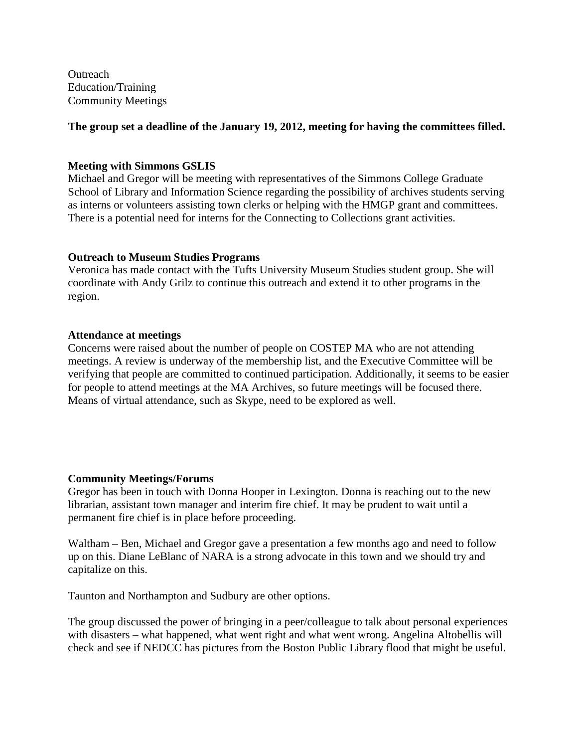Outreach
Education/Training
Community Meetings

**The group set a deadline of the January 19, 2012, meeting for having the committees filled.**

**Meeting with Simmons GSLIS**
Michael and Gregor will be meeting with representatives of the Simmons College Graduate School of Library and Information Science regarding the possibility of archives students serving as interns or volunteers assisting town clerks or helping with the HMGP grant and committees. There is a potential need for interns for the Connecting to Collections grant activities.

**Outreach to Museum Studies Programs**
Veronica has made contact with the Tufts University Museum Studies student group. She will coordinate with Andy Grilz to continue this outreach and extend it to other programs in the region.

**Attendance at meetings**
Concerns were raised about the number of people on COSTEP MA who are not attending meetings. A review is underway of the membership list, and the Executive Committee will be verifying that people are committed to continued participation. Additionally, it seems to be easier for people to attend meetings at the MA Archives, so future meetings will be focused there. Means of virtual attendance, such as Skype, need to be explored as well.

**Community Meetings/Forums**
Gregor has been in touch with Donna Hooper in Lexington. Donna is reaching out to the new librarian, assistant town manager and interim fire chief. It may be prudent to wait until a permanent fire chief is in place before proceeding.

Waltham – Ben, Michael and Gregor gave a presentation a few months ago and need to follow up on this. Diane LeBlanc of NARA is a strong advocate in this town and we should try and capitalize on this.

Taunton and Northampton and Sudbury are other options.

The group discussed the power of bringing in a peer/colleague to talk about personal experiences with disasters – what happened, what went right and what went wrong. Angelina Altobellis will check and see if NEDCC has pictures from the Boston Public Library flood that might be useful.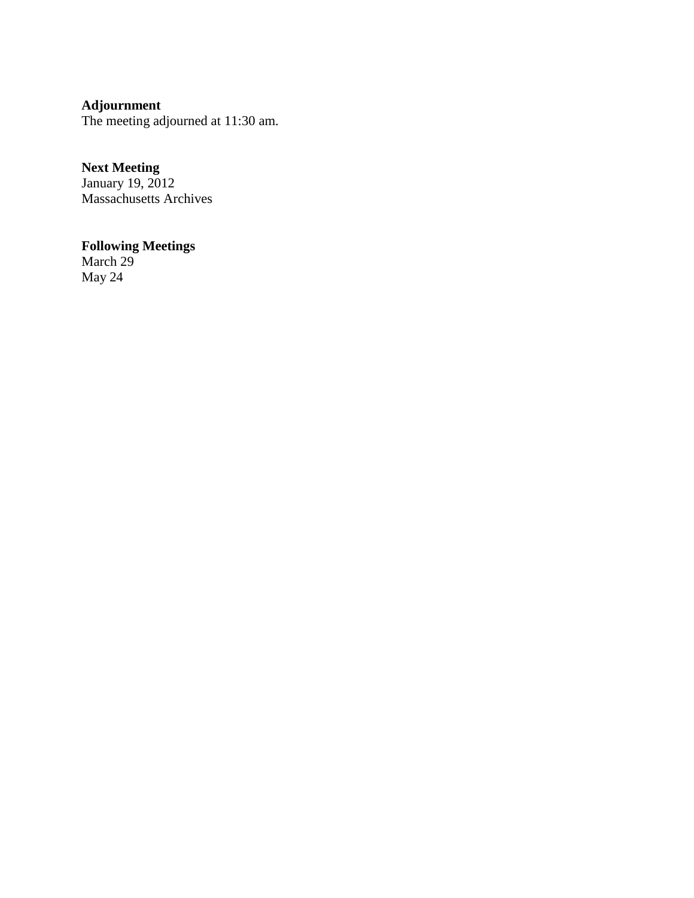**Adjournment**
The meeting adjourned at 11:30 am.

**Next Meeting**
January 19, 2012
Massachusetts Archives

**Following Meetings**
March 29
May 24